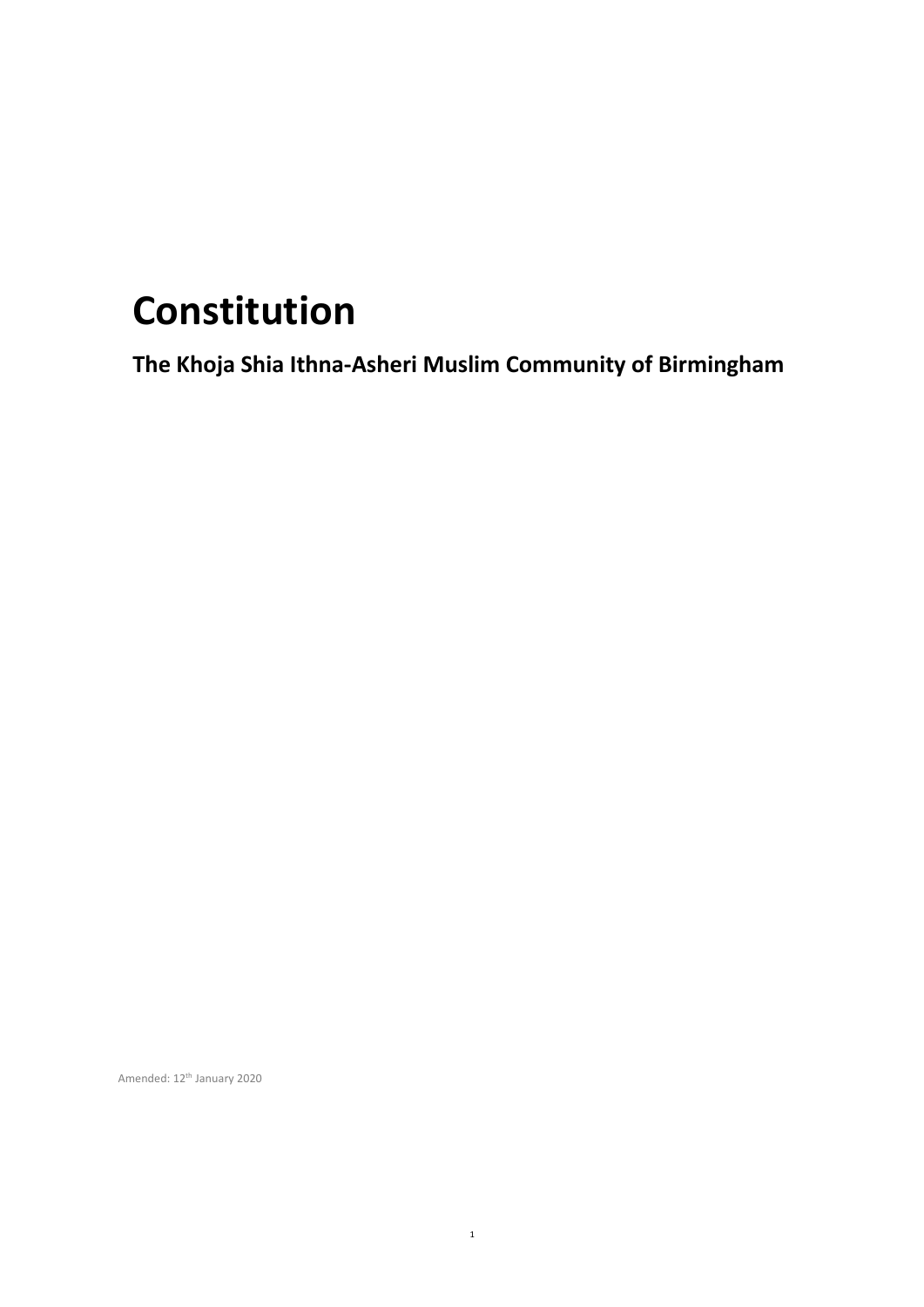# Constitution

## The Khoja Shia Ithna-Asheri Muslim Community of Birmingham

Amended: 12th January 2020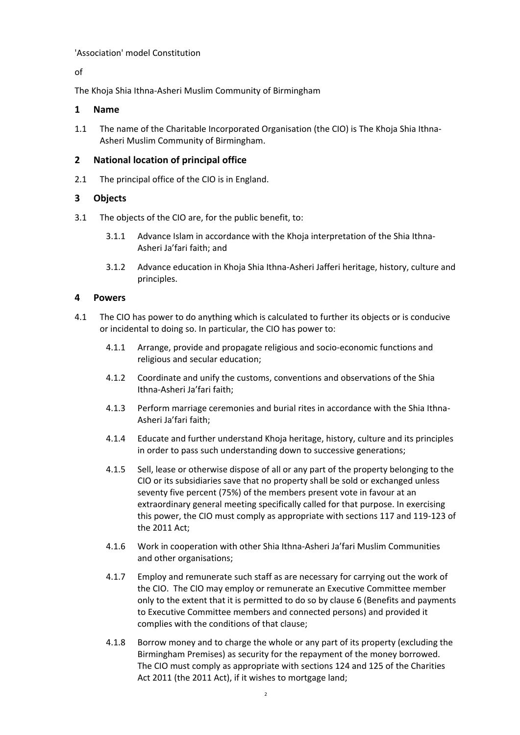'Association' model Constitution

of

The Khoja Shia Ithna-Asheri Muslim Community of Birmingham

## 1 Name

1.1 The name of the Charitable Incorporated Organisation (the CIO) is The Khoja Shia Ithna-Asheri Muslim Community of Birmingham.

## 2 National location of principal office

2.1 The principal office of the CIO is in England.

## 3 Objects

3.1 The objects of the CIO are, for the public benefit, to:

3.1.1 Advance Islam in accordance with the Khoja interpretation of the Shia Ithna-Asheri Ja'fari faith; and

3.1.2 Advance education in Khoja Shia Ithna-Asheri Jafferi heritage, history, culture and principles.

## 4 Powers

4.1 The CIO has power to do anything which is calculated to further its objects or is conducive or incidental to doing so. In particular, the CIO has power to:

4.1.1 Arrange, provide and propagate religious and socio-economic functions and religious and secular education;

4.1.2 Coordinate and unify the customs, conventions and observations of the Shia Ithna-Asheri Ja'fari faith;

4.1.3 Perform marriage ceremonies and burial rites in accordance with the Shia Ithna-Asheri Ja'fari faith;

4.1.4 Educate and further understand Khoja heritage, history, culture and its principles in order to pass such understanding down to successive generations;

4.1.5 Sell, lease or otherwise dispose of all or any part of the property belonging to the CIO or its subsidiaries save that no property shall be sold or exchanged unless seventy five percent (75%) of the members present vote in favour at an extraordinary general meeting specifically called for that purpose. In exercising this power, the CIO must comply as appropriate with sections 117 and 119-123 of the 2011 Act;

4.1.6 Work in cooperation with other Shia Ithna-Asheri Ja'fari Muslim Communities and other organisations;

4.1.7 Employ and remunerate such staff as are necessary for carrying out the work of the CIO. The CIO may employ or remunerate an Executive Committee member only to the extent that it is permitted to do so by clause 6 (Benefits and payments to Executive Committee members and connected persons) and provided it complies with the conditions of that clause;

4.1.8 Borrow money and to charge the whole or any part of its property (excluding the Birmingham Premises) as security for the repayment of the money borrowed. The CIO must comply as appropriate with sections 124 and 125 of the Charities Act 2011 (the 2011 Act), if it wishes to mortgage land;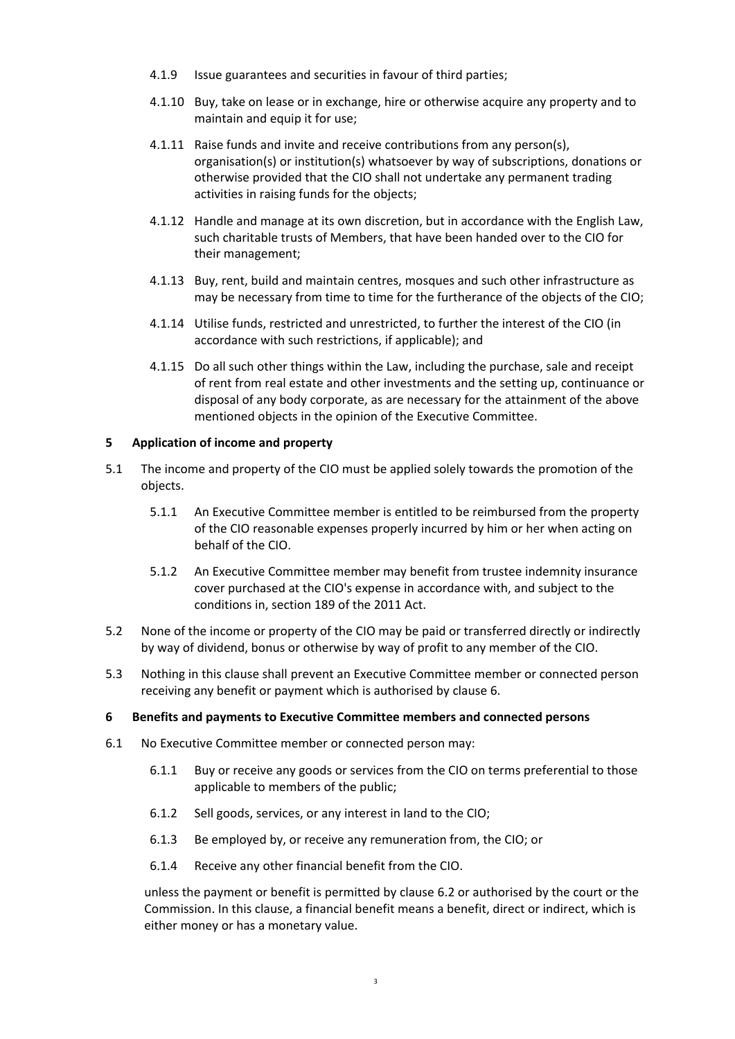4.1.9 Issue guarantees and securities in favour of third parties;

4.1.10 Buy, take on lease or in exchange, hire or otherwise acquire any property and to maintain and equip it for use;

4.1.11 Raise funds and invite and receive contributions from any person(s), organisation(s) or institution(s) whatsoever by way of subscriptions, donations or otherwise provided that the CIO shall not undertake any permanent trading activities in raising funds for the objects;

4.1.12 Handle and manage at its own discretion, but in accordance with the English Law, such charitable trusts of Members, that have been handed over to the CIO for their management;

4.1.13 Buy, rent, build and maintain centres, mosques and such other infrastructure as may be necessary from time to time for the furtherance of the objects of the CIO;

4.1.14 Utilise funds, restricted and unrestricted, to further the interest of the CIO (in accordance with such restrictions, if applicable); and

4.1.15 Do all such other things within the Law, including the purchase, sale and receipt of rent from real estate and other investments and the setting up, continuance or disposal of any body corporate, as are necessary for the attainment of the above mentioned objects in the opinion of the Executive Committee.

## 5 Application of income and property

5.1 The income and property of the CIO must be applied solely towards the promotion of the objects.

5.1.1 An Executive Committee member is entitled to be reimbursed from the property of the CIO reasonable expenses properly incurred by him or her when acting on behalf of the CIO.

5.1.2 An Executive Committee member may benefit from trustee indemnity insurance cover purchased at the CIO's expense in accordance with, and subject to the conditions in, section 189 of the 2011 Act.

5.2 None of the income or property of the CIO may be paid or transferred directly or indirectly by way of dividend, bonus or otherwise by way of profit to any member of the CIO.

5.3 Nothing in this clause shall prevent an Executive Committee member or connected person receiving any benefit or payment which is authorised by clause 6.

## 6 Benefits and payments to Executive Committee members and connected persons

6.1 No Executive Committee member or connected person may:

6.1.1 Buy or receive any goods or services from the CIO on terms preferential to those applicable to members of the public;

6.1.2 Sell goods, services, or any interest in land to the CIO;

6.1.3 Be employed by, or receive any remuneration from, the CIO; or

6.1.4 Receive any other financial benefit from the CIO.

unless the payment or benefit is permitted by clause 6.2 or authorised by the court or the Commission. In this clause, a financial benefit means a benefit, direct or indirect, which is either money or has a monetary value.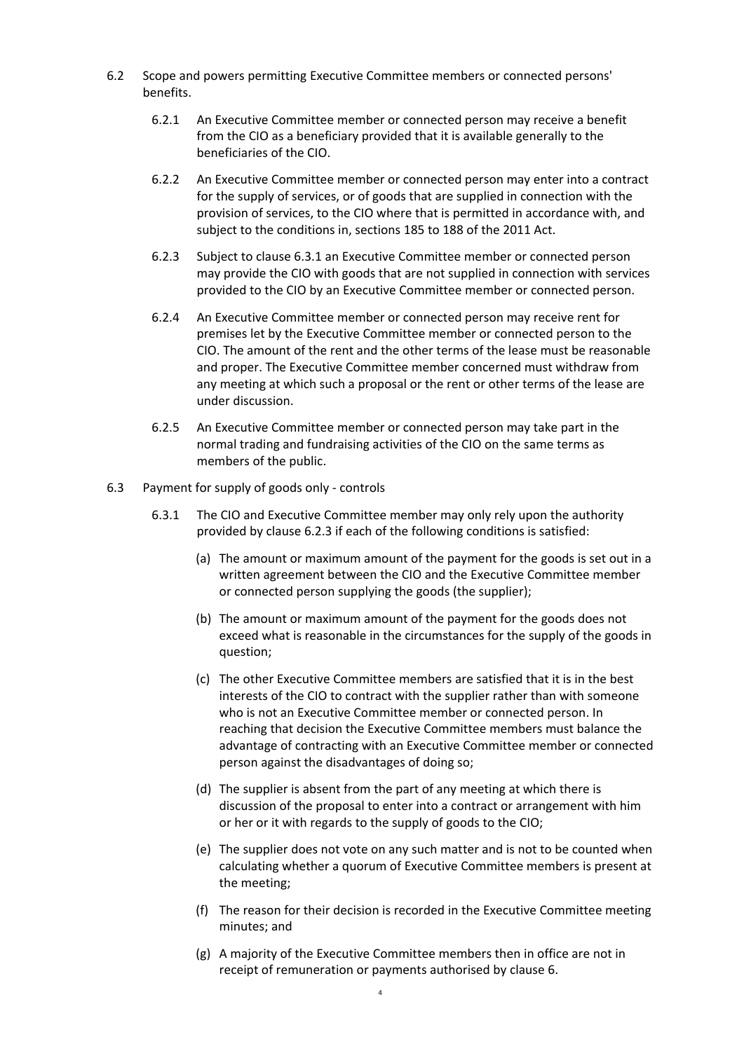6.2 Scope and powers permitting Executive Committee members or connected persons' benefits.

6.2.1 An Executive Committee member or connected person may receive a benefit from the CIO as a beneficiary provided that it is available generally to the beneficiaries of the CIO.

6.2.2 An Executive Committee member or connected person may enter into a contract for the supply of services, or of goods that are supplied in connection with the provision of services, to the CIO where that is permitted in accordance with, and subject to the conditions in, sections 185 to 188 of the 2011 Act.

6.2.3 Subject to clause 6.3.1 an Executive Committee member or connected person may provide the CIO with goods that are not supplied in connection with services provided to the CIO by an Executive Committee member or connected person.

6.2.4 An Executive Committee member or connected person may receive rent for premises let by the Executive Committee member or connected person to the CIO. The amount of the rent and the other terms of the lease must be reasonable and proper. The Executive Committee member concerned must withdraw from any meeting at which such a proposal or the rent or other terms of the lease are under discussion.

6.2.5 An Executive Committee member or connected person may take part in the normal trading and fundraising activities of the CIO on the same terms as members of the public.

6.3 Payment for supply of goods only - controls

6.3.1 The CIO and Executive Committee member may only rely upon the authority provided by clause 6.2.3 if each of the following conditions is satisfied:

(a) The amount or maximum amount of the payment for the goods is set out in a written agreement between the CIO and the Executive Committee member or connected person supplying the goods (the supplier);

(b) The amount or maximum amount of the payment for the goods does not exceed what is reasonable in the circumstances for the supply of the goods in question;

(c) The other Executive Committee members are satisfied that it is in the best interests of the CIO to contract with the supplier rather than with someone who is not an Executive Committee member or connected person. In reaching that decision the Executive Committee members must balance the advantage of contracting with an Executive Committee member or connected person against the disadvantages of doing so;

(d) The supplier is absent from the part of any meeting at which there is discussion of the proposal to enter into a contract or arrangement with him or her or it with regards to the supply of goods to the CIO;

(e) The supplier does not vote on any such matter and is not to be counted when calculating whether a quorum of Executive Committee members is present at the meeting;

(f) The reason for their decision is recorded in the Executive Committee meeting minutes; and

(g) A majority of the Executive Committee members then in office are not in receipt of remuneration or payments authorised by clause 6.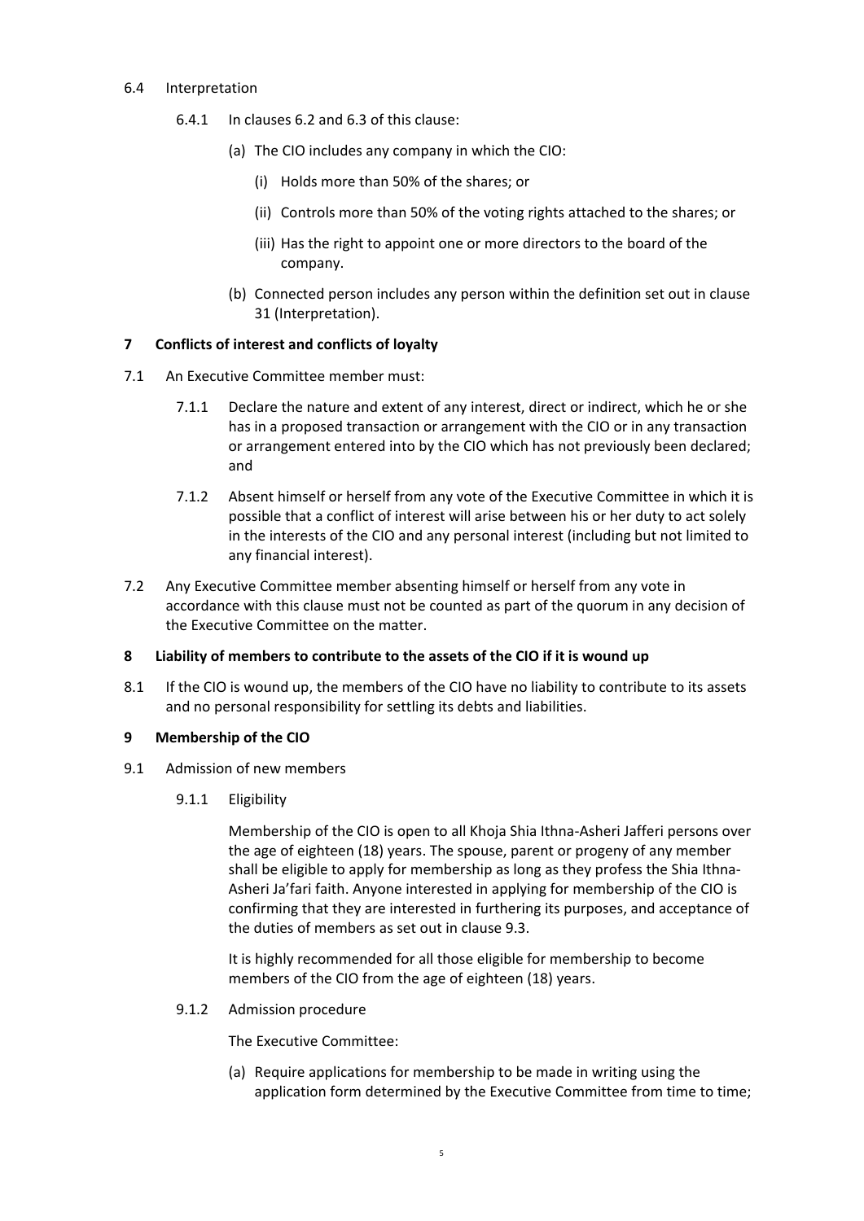6.4 Interpretation

6.4.1 In clauses 6.2 and 6.3 of this clause:

(a) The CIO includes any company in which the CIO:

(i) Holds more than 50% of the shares; or

(ii) Controls more than 50% of the voting rights attached to the shares; or

(iii) Has the right to appoint one or more directors to the board of the company.

(b) Connected person includes any person within the definition set out in clause 31 (Interpretation).

## 7 Conflicts of interest and conflicts of loyalty

7.1 An Executive Committee member must:

7.1.1 Declare the nature and extent of any interest, direct or indirect, which he or she has in a proposed transaction or arrangement with the CIO or in any transaction or arrangement entered into by the CIO which has not previously been declared; and

7.1.2 Absent himself or herself from any vote of the Executive Committee in which it is possible that a conflict of interest will arise between his or her duty to act solely in the interests of the CIO and any personal interest (including but not limited to any financial interest).

7.2 Any Executive Committee member absenting himself or herself from any vote in accordance with this clause must not be counted as part of the quorum in any decision of the Executive Committee on the matter.

## 8 Liability of members to contribute to the assets of the CIO if it is wound up

8.1 If the CIO is wound up, the members of the CIO have no liability to contribute to its assets and no personal responsibility for settling its debts and liabilities.

## 9 Membership of the CIO

9.1 Admission of new members

9.1.1 Eligibility

Membership of the CIO is open to all Khoja Shia Ithna-Asheri Jafferi persons over the age of eighteen (18) years. The spouse, parent or progeny of any member shall be eligible to apply for membership as long as they profess the Shia Ithna-Asheri Ja'fari faith. Anyone interested in applying for membership of the CIO is confirming that they are interested in furthering its purposes, and acceptance of the duties of members as set out in clause 9.3.

It is highly recommended for all those eligible for membership to become members of the CIO from the age of eighteen (18) years.

9.1.2 Admission procedure

The Executive Committee:

(a) Require applications for membership to be made in writing using the application form determined by the Executive Committee from time to time;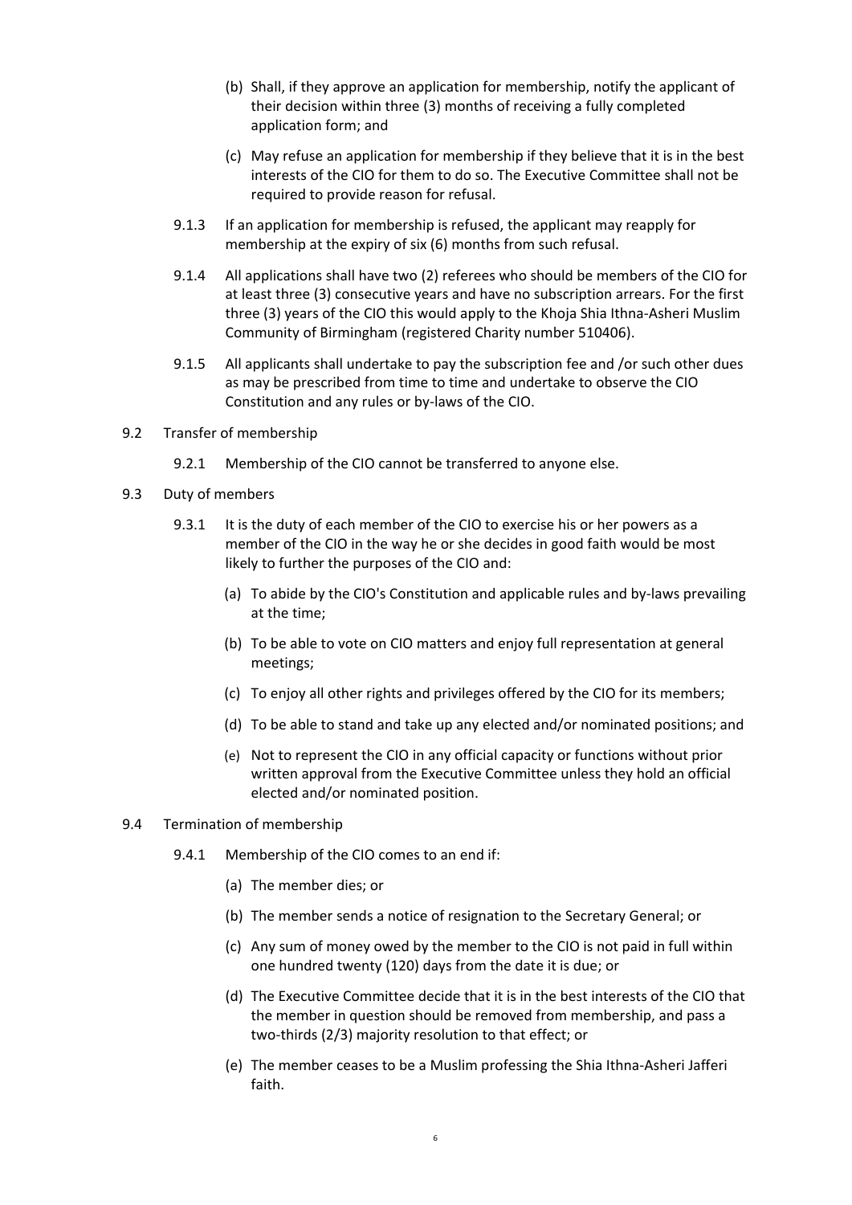(b) Shall, if they approve an application for membership, notify the applicant of their decision within three (3) months of receiving a fully completed application form; and

(c) May refuse an application for membership if they believe that it is in the best interests of the CIO for them to do so. The Executive Committee shall not be required to provide reason for refusal.

9.1.3 If an application for membership is refused, the applicant may reapply for membership at the expiry of six (6) months from such refusal.

9.1.4 All applications shall have two (2) referees who should be members of the CIO for at least three (3) consecutive years and have no subscription arrears. For the first three (3) years of the CIO this would apply to the Khoja Shia Ithna-Asheri Muslim Community of Birmingham (registered Charity number 510406).

9.1.5 All applicants shall undertake to pay the subscription fee and /or such other dues as may be prescribed from time to time and undertake to observe the CIO Constitution and any rules or by-laws of the CIO.

9.2 Transfer of membership

9.2.1 Membership of the CIO cannot be transferred to anyone else.

9.3 Duty of members

9.3.1 It is the duty of each member of the CIO to exercise his or her powers as a member of the CIO in the way he or she decides in good faith would be most likely to further the purposes of the CIO and:

(a) To abide by the CIO's Constitution and applicable rules and by-laws prevailing at the time;

(b) To be able to vote on CIO matters and enjoy full representation at general meetings;

(c) To enjoy all other rights and privileges offered by the CIO for its members;

(d) To be able to stand and take up any elected and/or nominated positions; and

(e) Not to represent the CIO in any official capacity or functions without prior written approval from the Executive Committee unless they hold an official elected and/or nominated position.

9.4 Termination of membership

9.4.1 Membership of the CIO comes to an end if:

(a) The member dies; or

(b) The member sends a notice of resignation to the Secretary General; or

(c) Any sum of money owed by the member to the CIO is not paid in full within one hundred twenty (120) days from the date it is due; or

(d) The Executive Committee decide that it is in the best interests of the CIO that the member in question should be removed from membership, and pass a two-thirds (2/3) majority resolution to that effect; or

(e) The member ceases to be a Muslim professing the Shia Ithna-Asheri Jafferi faith.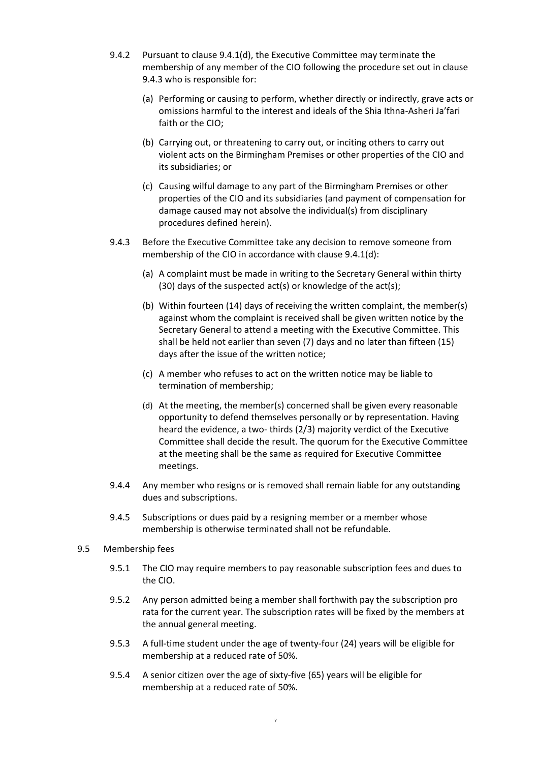9.4.2 Pursuant to clause 9.4.1(d), the Executive Committee may terminate the membership of any member of the CIO following the procedure set out in clause 9.4.3 who is responsible for:

(a) Performing or causing to perform, whether directly or indirectly, grave acts or omissions harmful to the interest and ideals of the Shia Ithna-Asheri Ja'fari faith or the CIO;

(b) Carrying out, or threatening to carry out, or inciting others to carry out violent acts on the Birmingham Premises or other properties of the CIO and its subsidiaries; or

(c) Causing wilful damage to any part of the Birmingham Premises or other properties of the CIO and its subsidiaries (and payment of compensation for damage caused may not absolve the individual(s) from disciplinary procedures defined herein).

9.4.3 Before the Executive Committee take any decision to remove someone from membership of the CIO in accordance with clause 9.4.1(d):

(a) A complaint must be made in writing to the Secretary General within thirty (30) days of the suspected act(s) or knowledge of the act(s);

(b) Within fourteen (14) days of receiving the written complaint, the member(s) against whom the complaint is received shall be given written notice by the Secretary General to attend a meeting with the Executive Committee. This shall be held not earlier than seven (7) days and no later than fifteen (15) days after the issue of the written notice;

(c) A member who refuses to act on the written notice may be liable to termination of membership;

(d) At the meeting, the member(s) concerned shall be given every reasonable opportunity to defend themselves personally or by representation. Having heard the evidence, a two- thirds (2/3) majority verdict of the Executive Committee shall decide the result. The quorum for the Executive Committee at the meeting shall be the same as required for Executive Committee meetings.

9.4.4 Any member who resigns or is removed shall remain liable for any outstanding dues and subscriptions.

9.4.5 Subscriptions or dues paid by a resigning member or a member whose membership is otherwise terminated shall not be refundable.

9.5 Membership fees

9.5.1 The CIO may require members to pay reasonable subscription fees and dues to the CIO.

9.5.2 Any person admitted being a member shall forthwith pay the subscription pro rata for the current year. The subscription rates will be fixed by the members at the annual general meeting.

9.5.3 A full-time student under the age of twenty-four (24) years will be eligible for membership at a reduced rate of 50%.

9.5.4 A senior citizen over the age of sixty-five (65) years will be eligible for membership at a reduced rate of 50%.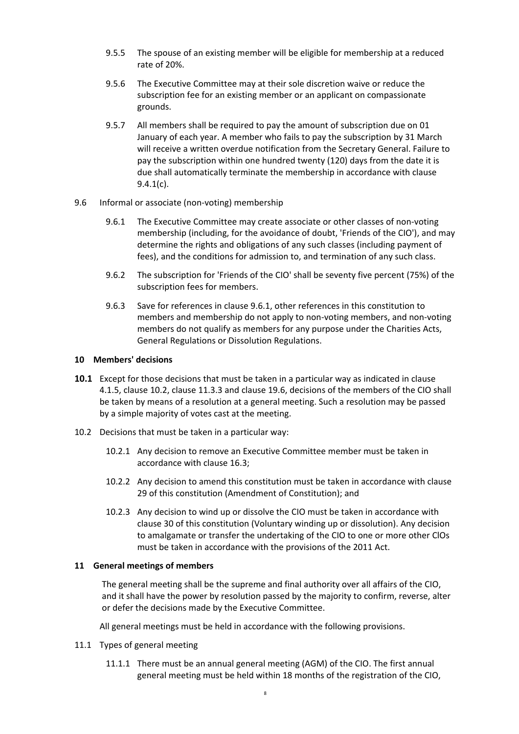9.5.5 The spouse of an existing member will be eligible for membership at a reduced rate of 20%.

9.5.6 The Executive Committee may at their sole discretion waive or reduce the subscription fee for an existing member or an applicant on compassionate grounds.

9.5.7 All members shall be required to pay the amount of subscription due on 01 January of each year. A member who fails to pay the subscription by 31 March will receive a written overdue notification from the Secretary General. Failure to pay the subscription within one hundred twenty (120) days from the date it is due shall automatically terminate the membership in accordance with clause 9.4.1(c).

9.6 Informal or associate (non-voting) membership

9.6.1 The Executive Committee may create associate or other classes of non-voting membership (including, for the avoidance of doubt, 'Friends of the CIO'), and may determine the rights and obligations of any such classes (including payment of fees), and the conditions for admission to, and termination of any such class.

9.6.2 The subscription for 'Friends of the CIO' shall be seventy five percent (75%) of the subscription fees for members.

9.6.3 Save for references in clause 9.6.1, other references in this constitution to members and membership do not apply to non-voting members, and non-voting members do not qualify as members for any purpose under the Charities Acts, General Regulations or Dissolution Regulations.

## 10 Members' decisions

**10.1** Except for those decisions that must be taken in a particular way as indicated in clause 4.1.5, clause 10.2, clause 11.3.3 and clause 19.6, decisions of the members of the CIO shall be taken by means of a resolution at a general meeting. Such a resolution may be passed by a simple majority of votes cast at the meeting.

10.2 Decisions that must be taken in a particular way:

10.2.1 Any decision to remove an Executive Committee member must be taken in accordance with clause 16.3;

10.2.2 Any decision to amend this constitution must be taken in accordance with clause 29 of this constitution (Amendment of Constitution); and

10.2.3 Any decision to wind up or dissolve the CIO must be taken in accordance with clause 30 of this constitution (Voluntary winding up or dissolution). Any decision to amalgamate or transfer the undertaking of the CIO to one or more other CIOs must be taken in accordance with the provisions of the 2011 Act.

## 11 General meetings of members

The general meeting shall be the supreme and final authority over all affairs of the CIO, and it shall have the power by resolution passed by the majority to confirm, reverse, alter or defer the decisions made by the Executive Committee.

All general meetings must be held in accordance with the following provisions.

11.1 Types of general meeting

11.1.1 There must be an annual general meeting (AGM) of the CIO. The first annual general meeting must be held within 18 months of the registration of the CIO,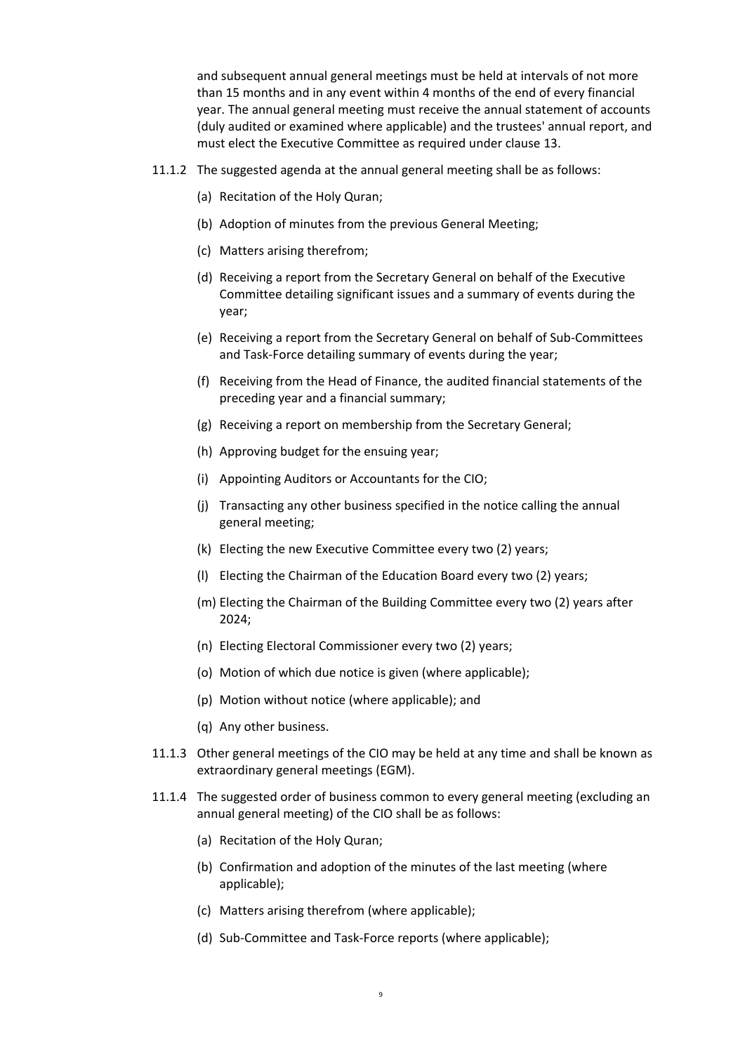and subsequent annual general meetings must be held at intervals of not more than 15 months and in any event within 4 months of the end of every financial year. The annual general meeting must receive the annual statement of accounts (duly audited or examined where applicable) and the trustees' annual report, and must elect the Executive Committee as required under clause 13.

11.1.2 The suggested agenda at the annual general meeting shall be as follows:

(a) Recitation of the Holy Quran;

(b) Adoption of minutes from the previous General Meeting;

(c) Matters arising therefrom;

(d) Receiving a report from the Secretary General on behalf of the Executive Committee detailing significant issues and a summary of events during the year;

(e) Receiving a report from the Secretary General on behalf of Sub-Committees and Task-Force detailing summary of events during the year;

(f) Receiving from the Head of Finance, the audited financial statements of the preceding year and a financial summary;

(g) Receiving a report on membership from the Secretary General;

(h) Approving budget for the ensuing year;

(i) Appointing Auditors or Accountants for the CIO;

(j) Transacting any other business specified in the notice calling the annual general meeting;

(k) Electing the new Executive Committee every two (2) years;

(l) Electing the Chairman of the Education Board every two (2) years;

(m) Electing the Chairman of the Building Committee every two (2) years after 2024;

(n) Electing Electoral Commissioner every two (2) years;

(o) Motion of which due notice is given (where applicable);

(p) Motion without notice (where applicable); and

(q) Any other business.

11.1.3 Other general meetings of the CIO may be held at any time and shall be known as extraordinary general meetings (EGM).

11.1.4 The suggested order of business common to every general meeting (excluding an annual general meeting) of the CIO shall be as follows:

(a) Recitation of the Holy Quran;

(b) Confirmation and adoption of the minutes of the last meeting (where applicable);

(c) Matters arising therefrom (where applicable);

(d) Sub-Committee and Task-Force reports (where applicable);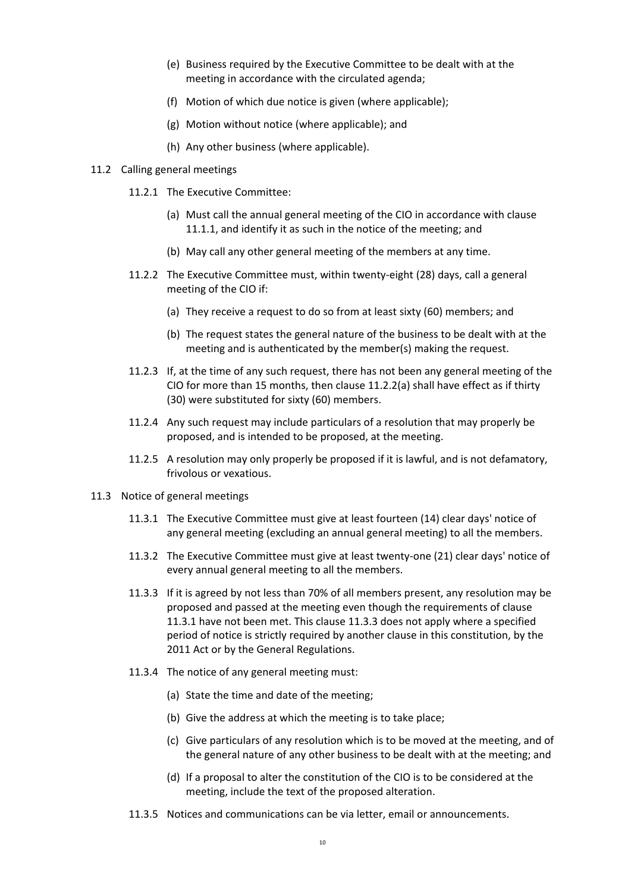(e) Business required by the Executive Committee to be dealt with at the meeting in accordance with the circulated agenda;

(f) Motion of which due notice is given (where applicable);

(g) Motion without notice (where applicable); and

(h) Any other business (where applicable).

11.2 Calling general meetings

11.2.1 The Executive Committee:

(a) Must call the annual general meeting of the CIO in accordance with clause 11.1.1, and identify it as such in the notice of the meeting; and

(b) May call any other general meeting of the members at any time.

11.2.2 The Executive Committee must, within twenty-eight (28) days, call a general meeting of the CIO if:

(a) They receive a request to do so from at least sixty (60) members; and

(b) The request states the general nature of the business to be dealt with at the meeting and is authenticated by the member(s) making the request.

11.2.3 If, at the time of any such request, there has not been any general meeting of the CIO for more than 15 months, then clause 11.2.2(a) shall have effect as if thirty (30) were substituted for sixty (60) members.

11.2.4 Any such request may include particulars of a resolution that may properly be proposed, and is intended to be proposed, at the meeting.

11.2.5 A resolution may only properly be proposed if it is lawful, and is not defamatory, frivolous or vexatious.

11.3 Notice of general meetings

11.3.1 The Executive Committee must give at least fourteen (14) clear days' notice of any general meeting (excluding an annual general meeting) to all the members.

11.3.2 The Executive Committee must give at least twenty-one (21) clear days' notice of every annual general meeting to all the members.

11.3.3 If it is agreed by not less than 70% of all members present, any resolution may be proposed and passed at the meeting even though the requirements of clause 11.3.1 have not been met. This clause 11.3.3 does not apply where a specified period of notice is strictly required by another clause in this constitution, by the 2011 Act or by the General Regulations.

11.3.4 The notice of any general meeting must:

(a) State the time and date of the meeting;

(b) Give the address at which the meeting is to take place;

(c) Give particulars of any resolution which is to be moved at the meeting, and of the general nature of any other business to be dealt with at the meeting; and

(d) If a proposal to alter the constitution of the CIO is to be considered at the meeting, include the text of the proposed alteration.

11.3.5 Notices and communications can be via letter, email or announcements.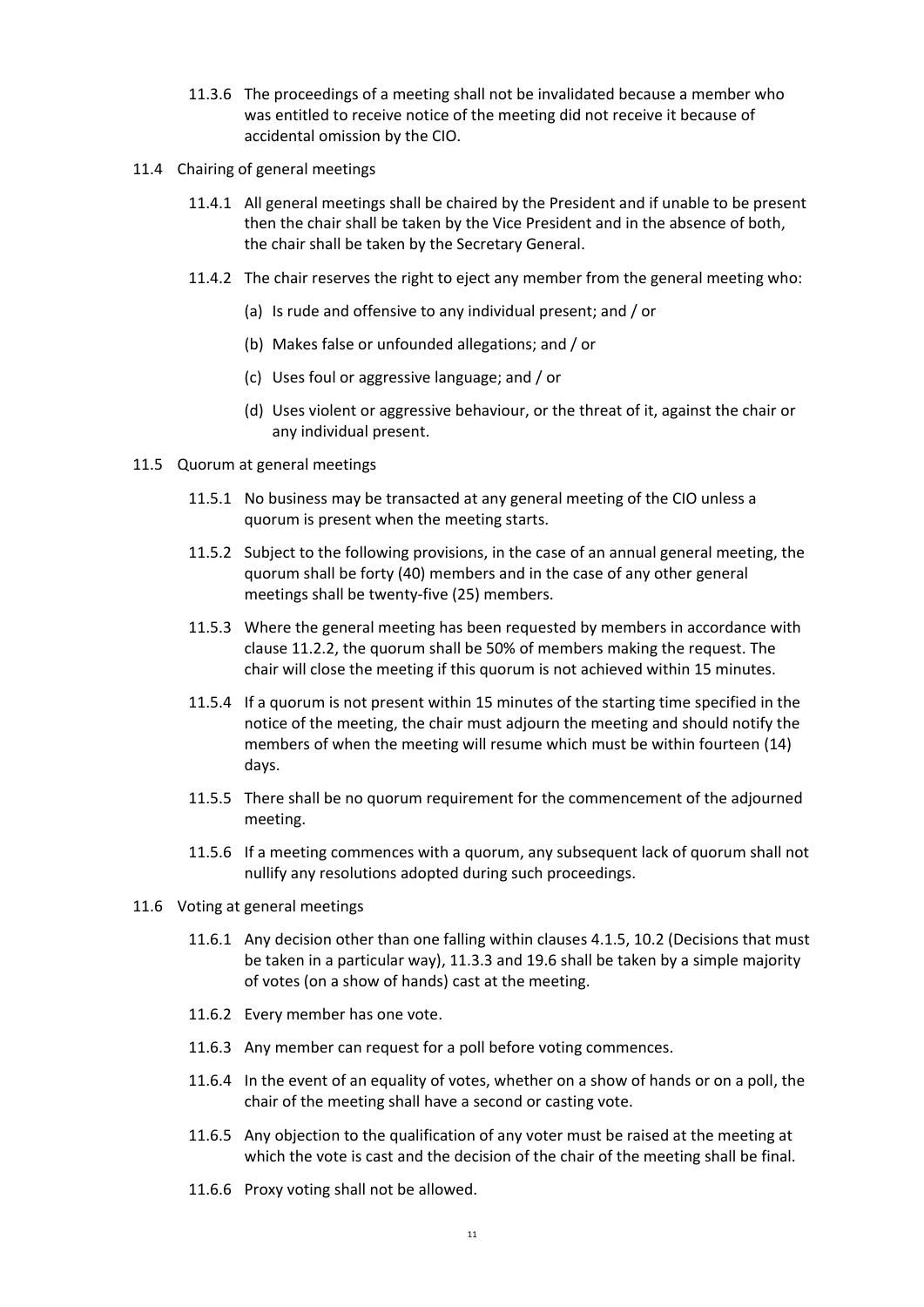11.3.6 The proceedings of a meeting shall not be invalidated because a member who was entitled to receive notice of the meeting did not receive it because of accidental omission by the CIO.

11.4 Chairing of general meetings

11.4.1 All general meetings shall be chaired by the President and if unable to be present then the chair shall be taken by the Vice President and in the absence of both, the chair shall be taken by the Secretary General.

11.4.2 The chair reserves the right to eject any member from the general meeting who:

(a) Is rude and offensive to any individual present; and / or

(b) Makes false or unfounded allegations; and / or

(c) Uses foul or aggressive language; and / or

(d) Uses violent or aggressive behaviour, or the threat of it, against the chair or any individual present.

11.5 Quorum at general meetings

11.5.1 No business may be transacted at any general meeting of the CIO unless a quorum is present when the meeting starts.

11.5.2 Subject to the following provisions, in the case of an annual general meeting, the quorum shall be forty (40) members and in the case of any other general meetings shall be twenty-five (25) members.

11.5.3 Where the general meeting has been requested by members in accordance with clause 11.2.2, the quorum shall be 50% of members making the request. The chair will close the meeting if this quorum is not achieved within 15 minutes.

11.5.4 If a quorum is not present within 15 minutes of the starting time specified in the notice of the meeting, the chair must adjourn the meeting and should notify the members of when the meeting will resume which must be within fourteen (14) days.

11.5.5 There shall be no quorum requirement for the commencement of the adjourned meeting.

11.5.6 If a meeting commences with a quorum, any subsequent lack of quorum shall not nullify any resolutions adopted during such proceedings.

11.6 Voting at general meetings

11.6.1 Any decision other than one falling within clauses 4.1.5, 10.2 (Decisions that must be taken in a particular way), 11.3.3 and 19.6 shall be taken by a simple majority of votes (on a show of hands) cast at the meeting.

11.6.2 Every member has one vote.

11.6.3 Any member can request for a poll before voting commences.

11.6.4 In the event of an equality of votes, whether on a show of hands or on a poll, the chair of the meeting shall have a second or casting vote.

11.6.5 Any objection to the qualification of any voter must be raised at the meeting at which the vote is cast and the decision of the chair of the meeting shall be final.

11.6.6 Proxy voting shall not be allowed.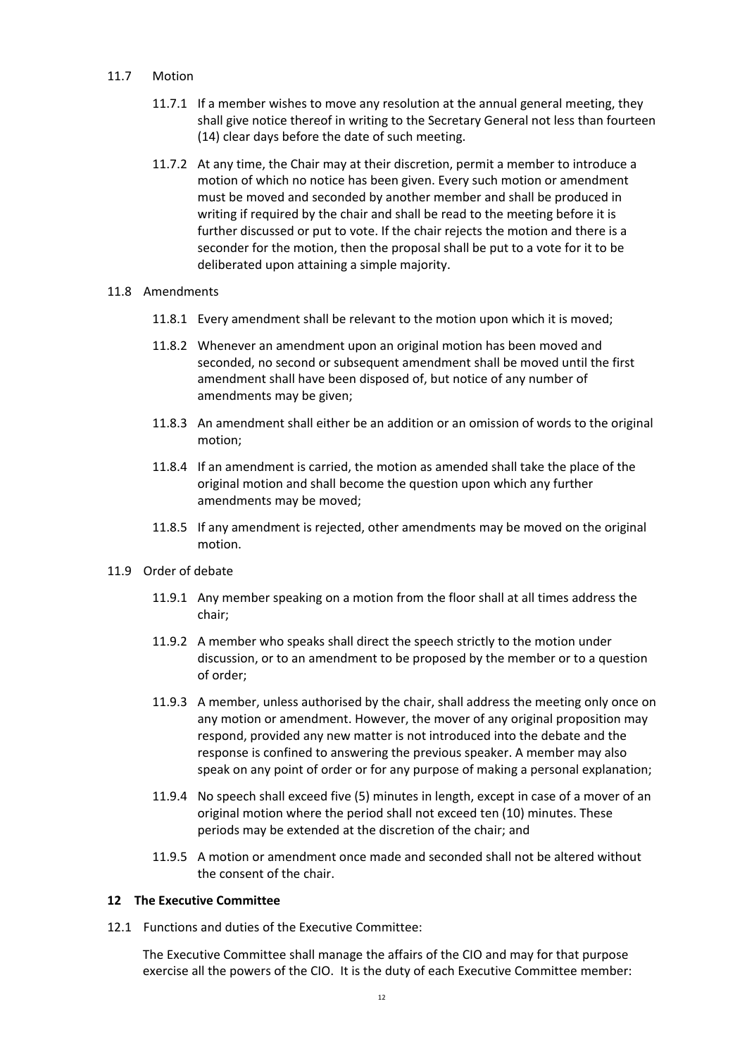11.7 Motion

11.7.1 If a member wishes to move any resolution at the annual general meeting, they shall give notice thereof in writing to the Secretary General not less than fourteen (14) clear days before the date of such meeting.

11.7.2 At any time, the Chair may at their discretion, permit a member to introduce a motion of which no notice has been given. Every such motion or amendment must be moved and seconded by another member and shall be produced in writing if required by the chair and shall be read to the meeting before it is further discussed or put to vote. If the chair rejects the motion and there is a seconder for the motion, then the proposal shall be put to a vote for it to be deliberated upon attaining a simple majority.

11.8 Amendments

11.8.1 Every amendment shall be relevant to the motion upon which it is moved;

11.8.2 Whenever an amendment upon an original motion has been moved and seconded, no second or subsequent amendment shall be moved until the first amendment shall have been disposed of, but notice of any number of amendments may be given;

11.8.3 An amendment shall either be an addition or an omission of words to the original motion;

11.8.4 If an amendment is carried, the motion as amended shall take the place of the original motion and shall become the question upon which any further amendments may be moved;

11.8.5 If any amendment is rejected, other amendments may be moved on the original motion.

11.9 Order of debate

11.9.1 Any member speaking on a motion from the floor shall at all times address the chair;

11.9.2 A member who speaks shall direct the speech strictly to the motion under discussion, or to an amendment to be proposed by the member or to a question of order;

11.9.3 A member, unless authorised by the chair, shall address the meeting only once on any motion or amendment. However, the mover of any original proposition may respond, provided any new matter is not introduced into the debate and the response is confined to answering the previous speaker. A member may also speak on any point of order or for any purpose of making a personal explanation;

11.9.4 No speech shall exceed five (5) minutes in length, except in case of a mover of an original motion where the period shall not exceed ten (10) minutes. These periods may be extended at the discretion of the chair; and

11.9.5 A motion or amendment once made and seconded shall not be altered without the consent of the chair.

## 12 The Executive Committee

12.1 Functions and duties of the Executive Committee:

The Executive Committee shall manage the affairs of the CIO and may for that purpose exercise all the powers of the CIO. It is the duty of each Executive Committee member: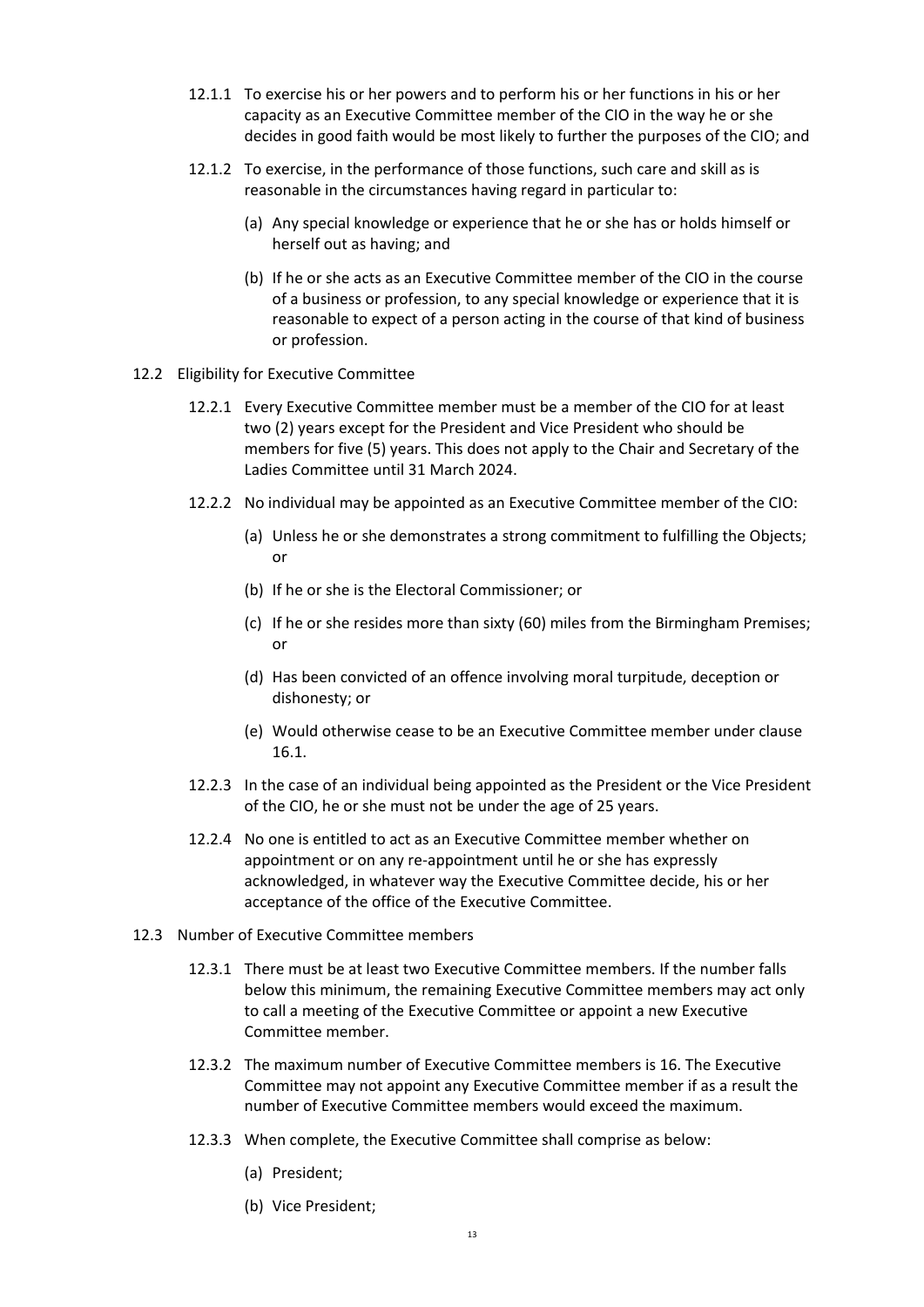12.1.1 To exercise his or her powers and to perform his or her functions in his or her capacity as an Executive Committee member of the CIO in the way he or she decides in good faith would be most likely to further the purposes of the CIO; and

12.1.2 To exercise, in the performance of those functions, such care and skill as is reasonable in the circumstances having regard in particular to:

(a) Any special knowledge or experience that he or she has or holds himself or herself out as having; and

(b) If he or she acts as an Executive Committee member of the CIO in the course of a business or profession, to any special knowledge or experience that it is reasonable to expect of a person acting in the course of that kind of business or profession.

12.2 Eligibility for Executive Committee

12.2.1 Every Executive Committee member must be a member of the CIO for at least two (2) years except for the President and Vice President who should be members for five (5) years. This does not apply to the Chair and Secretary of the Ladies Committee until 31 March 2024.

12.2.2 No individual may be appointed as an Executive Committee member of the CIO:

(a) Unless he or she demonstrates a strong commitment to fulfilling the Objects; or

(b) If he or she is the Electoral Commissioner; or

(c) If he or she resides more than sixty (60) miles from the Birmingham Premises; or

(d) Has been convicted of an offence involving moral turpitude, deception or dishonesty; or

(e) Would otherwise cease to be an Executive Committee member under clause 16.1.

12.2.3 In the case of an individual being appointed as the President or the Vice President of the CIO, he or she must not be under the age of 25 years.

12.2.4 No one is entitled to act as an Executive Committee member whether on appointment or on any re-appointment until he or she has expressly acknowledged, in whatever way the Executive Committee decide, his or her acceptance of the office of the Executive Committee.

12.3 Number of Executive Committee members

12.3.1 There must be at least two Executive Committee members. If the number falls below this minimum, the remaining Executive Committee members may act only to call a meeting of the Executive Committee or appoint a new Executive Committee member.

12.3.2 The maximum number of Executive Committee members is 16. The Executive Committee may not appoint any Executive Committee member if as a result the number of Executive Committee members would exceed the maximum.

12.3.3 When complete, the Executive Committee shall comprise as below:

(a) President;

(b) Vice President;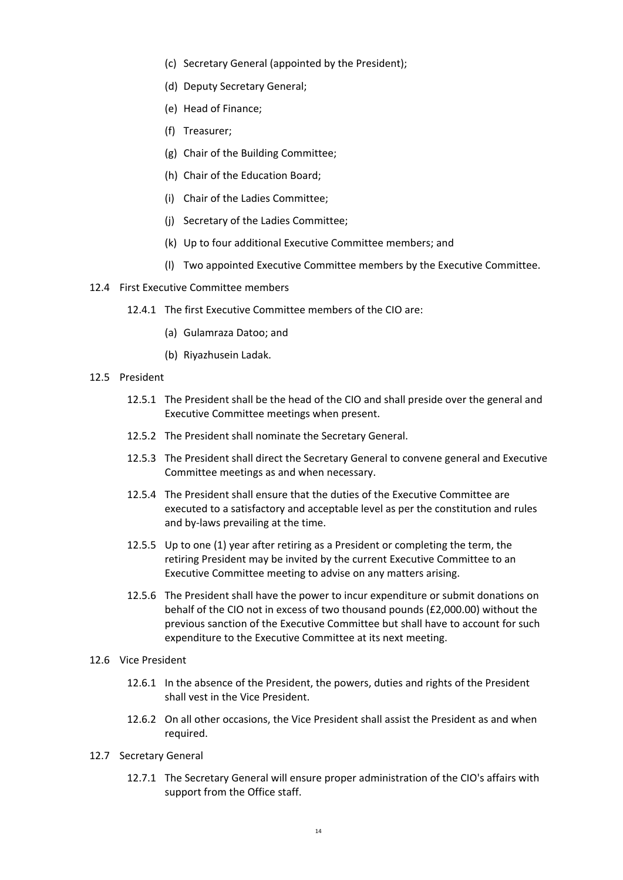(c) Secretary General (appointed by the President);

(d) Deputy Secretary General;

(e) Head of Finance;

(f) Treasurer;

(g) Chair of the Building Committee;

(h) Chair of the Education Board;

(i) Chair of the Ladies Committee;

(j) Secretary of the Ladies Committee;

(k) Up to four additional Executive Committee members; and

(l) Two appointed Executive Committee members by the Executive Committee.

12.4 First Executive Committee members

12.4.1 The first Executive Committee members of the CIO are:

(a) Gulamraza Datoo; and

(b) Riyazhusein Ladak.

12.5 President

12.5.1 The President shall be the head of the CIO and shall preside over the general and Executive Committee meetings when present.

12.5.2 The President shall nominate the Secretary General.

12.5.3 The President shall direct the Secretary General to convene general and Executive Committee meetings as and when necessary.

12.5.4 The President shall ensure that the duties of the Executive Committee are executed to a satisfactory and acceptable level as per the constitution and rules and by-laws prevailing at the time.

12.5.5 Up to one (1) year after retiring as a President or completing the term, the retiring President may be invited by the current Executive Committee to an Executive Committee meeting to advise on any matters arising.

12.5.6 The President shall have the power to incur expenditure or submit donations on behalf of the CIO not in excess of two thousand pounds (£2,000.00) without the previous sanction of the Executive Committee but shall have to account for such expenditure to the Executive Committee at its next meeting.

12.6 Vice President

12.6.1 In the absence of the President, the powers, duties and rights of the President shall vest in the Vice President.

12.6.2 On all other occasions, the Vice President shall assist the President as and when required.

12.7 Secretary General

12.7.1 The Secretary General will ensure proper administration of the CIO's affairs with support from the Office staff.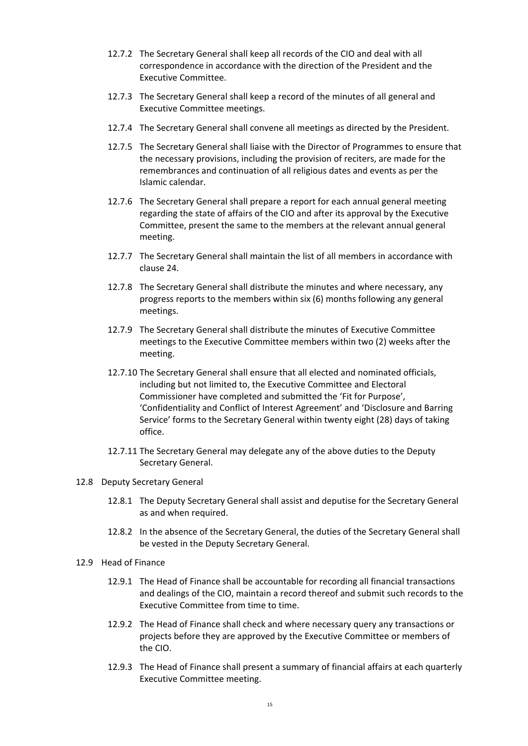12.7.2 The Secretary General shall keep all records of the CIO and deal with all correspondence in accordance with the direction of the President and the Executive Committee.

12.7.3 The Secretary General shall keep a record of the minutes of all general and Executive Committee meetings.

12.7.4 The Secretary General shall convene all meetings as directed by the President.

12.7.5 The Secretary General shall liaise with the Director of Programmes to ensure that the necessary provisions, including the provision of reciters, are made for the remembrances and continuation of all religious dates and events as per the Islamic calendar.

12.7.6 The Secretary General shall prepare a report for each annual general meeting regarding the state of affairs of the CIO and after its approval by the Executive Committee, present the same to the members at the relevant annual general meeting.

12.7.7 The Secretary General shall maintain the list of all members in accordance with clause 24.

12.7.8 The Secretary General shall distribute the minutes and where necessary, any progress reports to the members within six (6) months following any general meetings.

12.7.9 The Secretary General shall distribute the minutes of Executive Committee meetings to the Executive Committee members within two (2) weeks after the meeting.

12.7.10 The Secretary General shall ensure that all elected and nominated officials, including but not limited to, the Executive Committee and Electoral Commissioner have completed and submitted the 'Fit for Purpose', 'Confidentiality and Conflict of Interest Agreement' and 'Disclosure and Barring Service' forms to the Secretary General within twenty eight (28) days of taking office.

12.7.11 The Secretary General may delegate any of the above duties to the Deputy Secretary General.

12.8 Deputy Secretary General

12.8.1 The Deputy Secretary General shall assist and deputise for the Secretary General as and when required.

12.8.2 In the absence of the Secretary General, the duties of the Secretary General shall be vested in the Deputy Secretary General.

12.9 Head of Finance

12.9.1 The Head of Finance shall be accountable for recording all financial transactions and dealings of the CIO, maintain a record thereof and submit such records to the Executive Committee from time to time.

12.9.2 The Head of Finance shall check and where necessary query any transactions or projects before they are approved by the Executive Committee or members of the CIO.

12.9.3 The Head of Finance shall present a summary of financial affairs at each quarterly Executive Committee meeting.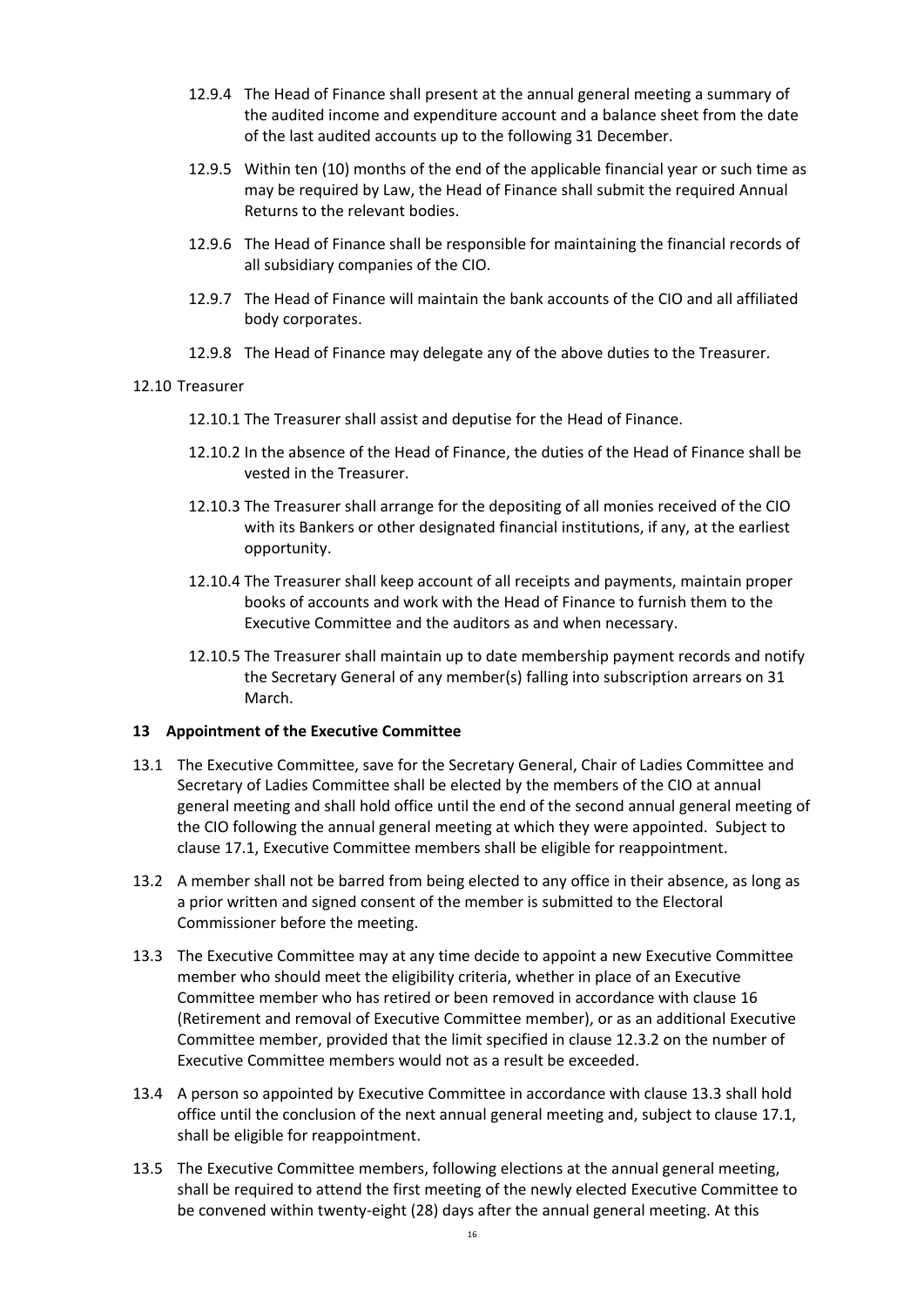12.9.4 The Head of Finance shall present at the annual general meeting a summary of the audited income and expenditure account and a balance sheet from the date of the last audited accounts up to the following 31 December.

12.9.5 Within ten (10) months of the end of the applicable financial year or such time as may be required by Law, the Head of Finance shall submit the required Annual Returns to the relevant bodies.

12.9.6 The Head of Finance shall be responsible for maintaining the financial records of all subsidiary companies of the CIO.

12.9.7 The Head of Finance will maintain the bank accounts of the CIO and all affiliated body corporates.

12.9.8 The Head of Finance may delegate any of the above duties to the Treasurer.

12.10 Treasurer

12.10.1 The Treasurer shall assist and deputise for the Head of Finance.

12.10.2 In the absence of the Head of Finance, the duties of the Head of Finance shall be vested in the Treasurer.

12.10.3 The Treasurer shall arrange for the depositing of all monies received of the CIO with its Bankers or other designated financial institutions, if any, at the earliest opportunity.

12.10.4 The Treasurer shall keep account of all receipts and payments, maintain proper books of accounts and work with the Head of Finance to furnish them to the Executive Committee and the auditors as and when necessary.

12.10.5 The Treasurer shall maintain up to date membership payment records and notify the Secretary General of any member(s) falling into subscription arrears on 31 March.

## 13 Appointment of the Executive Committee

13.1 The Executive Committee, save for the Secretary General, Chair of Ladies Committee and Secretary of Ladies Committee shall be elected by the members of the CIO at annual general meeting and shall hold office until the end of the second annual general meeting of the CIO following the annual general meeting at which they were appointed. Subject to clause 17.1, Executive Committee members shall be eligible for reappointment.

13.2 A member shall not be barred from being elected to any office in their absence, as long as a prior written and signed consent of the member is submitted to the Electoral Commissioner before the meeting.

13.3 The Executive Committee may at any time decide to appoint a new Executive Committee member who should meet the eligibility criteria, whether in place of an Executive Committee member who has retired or been removed in accordance with clause 16 (Retirement and removal of Executive Committee member), or as an additional Executive Committee member, provided that the limit specified in clause 12.3.2 on the number of Executive Committee members would not as a result be exceeded.

13.4 A person so appointed by Executive Committee in accordance with clause 13.3 shall hold office until the conclusion of the next annual general meeting and, subject to clause 17.1, shall be eligible for reappointment.

13.5 The Executive Committee members, following elections at the annual general meeting, shall be required to attend the first meeting of the newly elected Executive Committee to be convened within twenty-eight (28) days after the annual general meeting. At this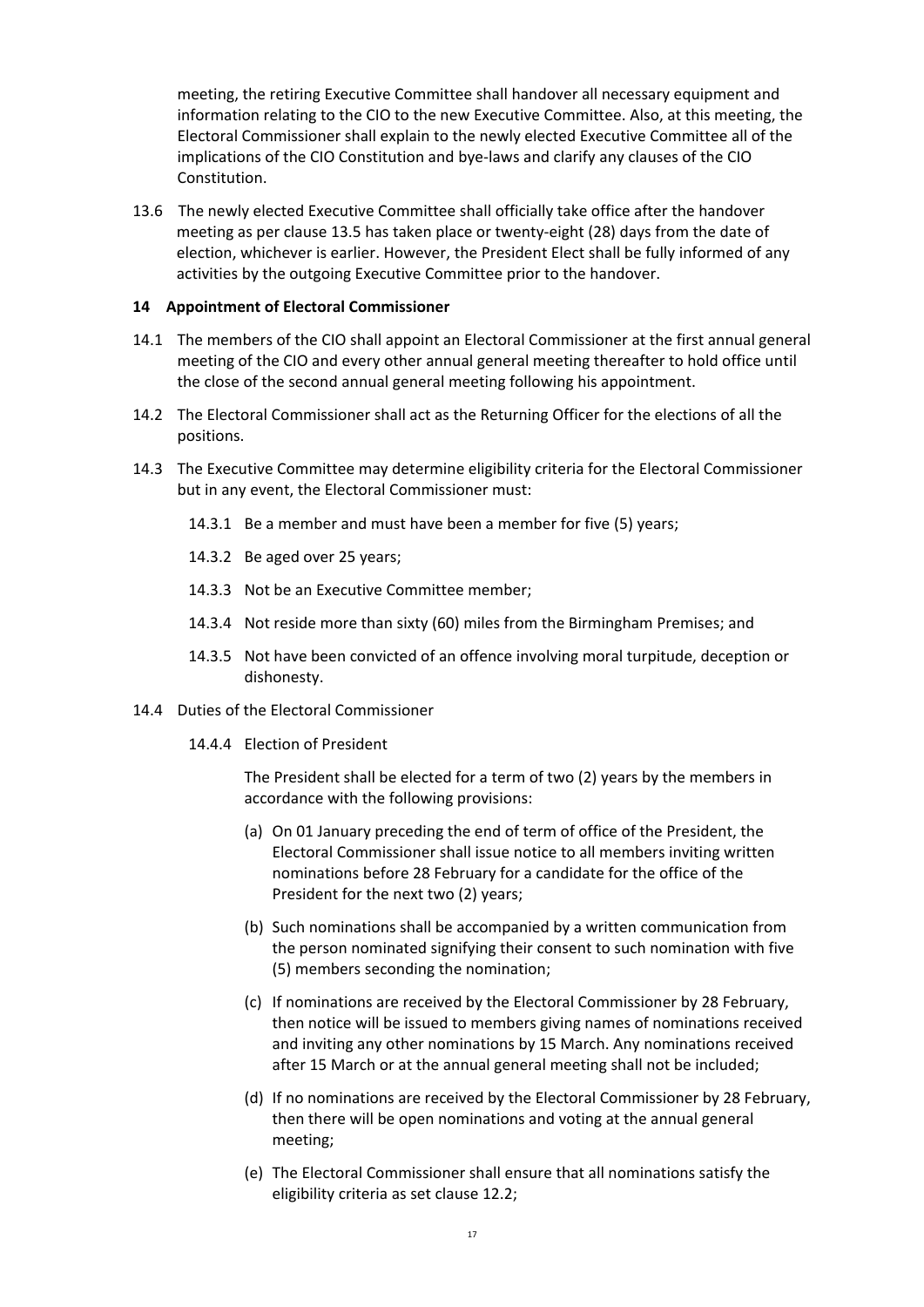meeting, the retiring Executive Committee shall handover all necessary equipment and information relating to the CIO to the new Executive Committee. Also, at this meeting, the Electoral Commissioner shall explain to the newly elected Executive Committee all of the implications of the CIO Constitution and bye-laws and clarify any clauses of the CIO Constitution.

13.6 The newly elected Executive Committee shall officially take office after the handover meeting as per clause 13.5 has taken place or twenty-eight (28) days from the date of election, whichever is earlier. However, the President Elect shall be fully informed of any activities by the outgoing Executive Committee prior to the handover.

**14 Appointment of Electoral Commissioner**

14.1 The members of the CIO shall appoint an Electoral Commissioner at the first annual general meeting of the CIO and every other annual general meeting thereafter to hold office until the close of the second annual general meeting following his appointment.

14.2 The Electoral Commissioner shall act as the Returning Officer for the elections of all the positions.

14.3 The Executive Committee may determine eligibility criteria for the Electoral Commissioner but in any event, the Electoral Commissioner must:

14.3.1 Be a member and must have been a member for five (5) years;

14.3.2 Be aged over 25 years;

14.3.3 Not be an Executive Committee member;

14.3.4 Not reside more than sixty (60) miles from the Birmingham Premises; and

14.3.5 Not have been convicted of an offence involving moral turpitude, deception or dishonesty.

14.4 Duties of the Electoral Commissioner

14.4.4 Election of President

The President shall be elected for a term of two (2) years by the members in accordance with the following provisions:

(a) On 01 January preceding the end of term of office of the President, the Electoral Commissioner shall issue notice to all members inviting written nominations before 28 February for a candidate for the office of the President for the next two (2) years;

(b) Such nominations shall be accompanied by a written communication from the person nominated signifying their consent to such nomination with five (5) members seconding the nomination;

(c) If nominations are received by the Electoral Commissioner by 28 February, then notice will be issued to members giving names of nominations received and inviting any other nominations by 15 March. Any nominations received after 15 March or at the annual general meeting shall not be included;

(d) If no nominations are received by the Electoral Commissioner by 28 February, then there will be open nominations and voting at the annual general meeting;

(e) The Electoral Commissioner shall ensure that all nominations satisfy the eligibility criteria as set clause 12.2;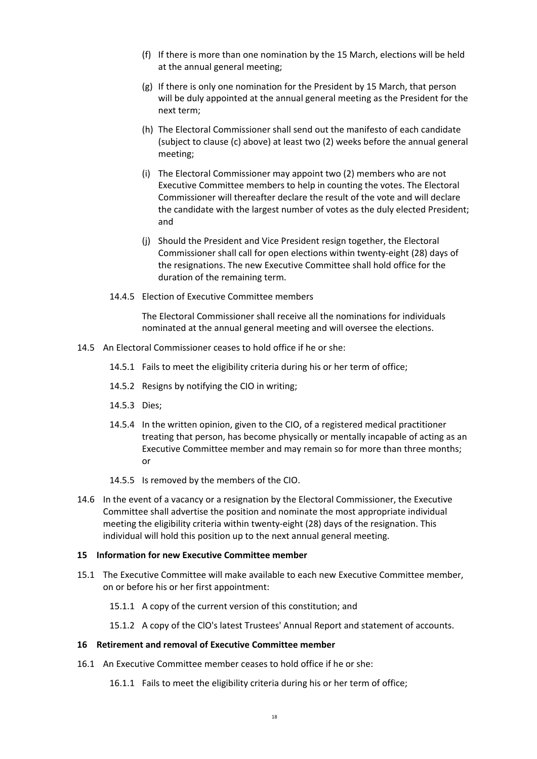(f) If there is more than one nomination by the 15 March, elections will be held at the annual general meeting;

(g) If there is only one nomination for the President by 15 March, that person will be duly appointed at the annual general meeting as the President for the next term;

(h) The Electoral Commissioner shall send out the manifesto of each candidate (subject to clause (c) above) at least two (2) weeks before the annual general meeting;

(i) The Electoral Commissioner may appoint two (2) members who are not Executive Committee members to help in counting the votes. The Electoral Commissioner will thereafter declare the result of the vote and will declare the candidate with the largest number of votes as the duly elected President; and

(j) Should the President and Vice President resign together, the Electoral Commissioner shall call for open elections within twenty-eight (28) days of the resignations. The new Executive Committee shall hold office for the duration of the remaining term.

14.4.5 Election of Executive Committee members

The Electoral Commissioner shall receive all the nominations for individuals nominated at the annual general meeting and will oversee the elections.

14.5 An Electoral Commissioner ceases to hold office if he or she:

14.5.1 Fails to meet the eligibility criteria during his or her term of office;

14.5.2 Resigns by notifying the CIO in writing;

14.5.3 Dies;

14.5.4 In the written opinion, given to the CIO, of a registered medical practitioner treating that person, has become physically or mentally incapable of acting as an Executive Committee member and may remain so for more than three months; or

14.5.5 Is removed by the members of the CIO.

14.6 In the event of a vacancy or a resignation by the Electoral Commissioner, the Executive Committee shall advertise the position and nominate the most appropriate individual meeting the eligibility criteria within twenty-eight (28) days of the resignation. This individual will hold this position up to the next annual general meeting.

**15 Information for new Executive Committee member**

15.1 The Executive Committee will make available to each new Executive Committee member, on or before his or her first appointment:

15.1.1 A copy of the current version of this constitution; and

15.1.2 A copy of the ClO's latest Trustees' Annual Report and statement of accounts.

**16 Retirement and removal of Executive Committee member**

16.1 An Executive Committee member ceases to hold office if he or she:

16.1.1 Fails to meet the eligibility criteria during his or her term of office;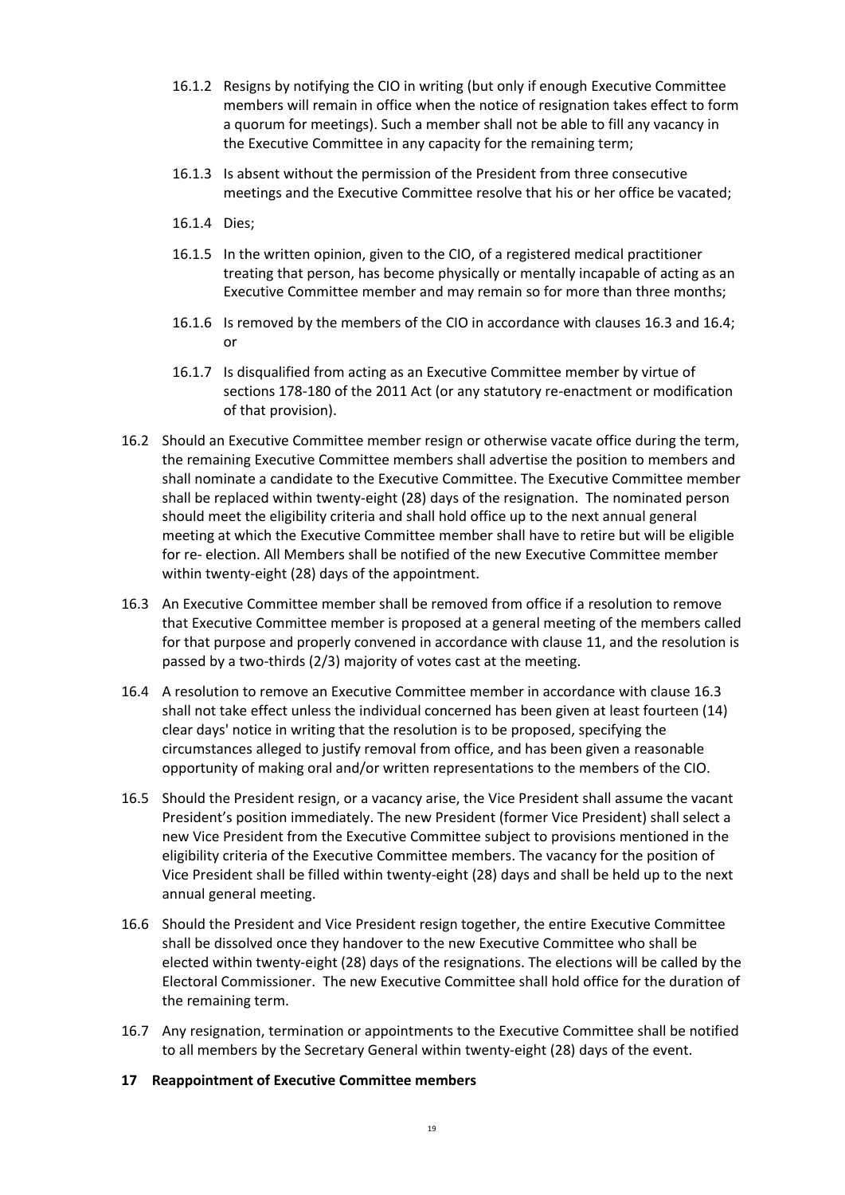16.1.2 Resigns by notifying the CIO in writing (but only if enough Executive Committee members will remain in office when the notice of resignation takes effect to form a quorum for meetings). Such a member shall not be able to fill any vacancy in the Executive Committee in any capacity for the remaining term;

16.1.3 Is absent without the permission of the President from three consecutive meetings and the Executive Committee resolve that his or her office be vacated;

16.1.4 Dies;

16.1.5 In the written opinion, given to the CIO, of a registered medical practitioner treating that person, has become physically or mentally incapable of acting as an Executive Committee member and may remain so for more than three months;

16.1.6 Is removed by the members of the CIO in accordance with clauses 16.3 and 16.4; or

16.1.7 Is disqualified from acting as an Executive Committee member by virtue of sections 178-180 of the 2011 Act (or any statutory re-enactment or modification of that provision).

16.2 Should an Executive Committee member resign or otherwise vacate office during the term, the remaining Executive Committee members shall advertise the position to members and shall nominate a candidate to the Executive Committee. The Executive Committee member shall be replaced within twenty-eight (28) days of the resignation. The nominated person should meet the eligibility criteria and shall hold office up to the next annual general meeting at which the Executive Committee member shall have to retire but will be eligible for re- election. All Members shall be notified of the new Executive Committee member within twenty-eight (28) days of the appointment.

16.3 An Executive Committee member shall be removed from office if a resolution to remove that Executive Committee member is proposed at a general meeting of the members called for that purpose and properly convened in accordance with clause 11, and the resolution is passed by a two-thirds (2/3) majority of votes cast at the meeting.

16.4 A resolution to remove an Executive Committee member in accordance with clause 16.3 shall not take effect unless the individual concerned has been given at least fourteen (14) clear days' notice in writing that the resolution is to be proposed, specifying the circumstances alleged to justify removal from office, and has been given a reasonable opportunity of making oral and/or written representations to the members of the CIO.

16.5 Should the President resign, or a vacancy arise, the Vice President shall assume the vacant President's position immediately. The new President (former Vice President) shall select a new Vice President from the Executive Committee subject to provisions mentioned in the eligibility criteria of the Executive Committee members. The vacancy for the position of Vice President shall be filled within twenty-eight (28) days and shall be held up to the next annual general meeting.

16.6 Should the President and Vice President resign together, the entire Executive Committee shall be dissolved once they handover to the new Executive Committee who shall be elected within twenty-eight (28) days of the resignations. The elections will be called by the Electoral Commissioner. The new Executive Committee shall hold office for the duration of the remaining term.

16.7 Any resignation, termination or appointments to the Executive Committee shall be notified to all members by the Secretary General within twenty-eight (28) days of the event.

**17 Reappointment of Executive Committee members**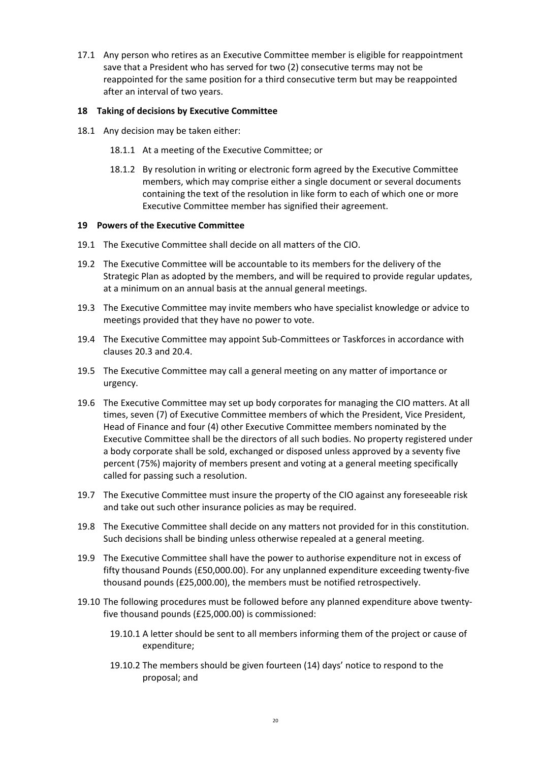17.1 Any person who retires as an Executive Committee member is eligible for reappointment save that a President who has served for two (2) consecutive terms may not be reappointed for the same position for a third consecutive term but may be reappointed after an interval of two years.

## 18 Taking of decisions by Executive Committee

18.1 Any decision may be taken either:

18.1.1 At a meeting of the Executive Committee; or

18.1.2 By resolution in writing or electronic form agreed by the Executive Committee members, which may comprise either a single document or several documents containing the text of the resolution in like form to each of which one or more Executive Committee member has signified their agreement.

## 19 Powers of the Executive Committee

19.1 The Executive Committee shall decide on all matters of the CIO.

19.2 The Executive Committee will be accountable to its members for the delivery of the Strategic Plan as adopted by the members, and will be required to provide regular updates, at a minimum on an annual basis at the annual general meetings.

19.3 The Executive Committee may invite members who have specialist knowledge or advice to meetings provided that they have no power to vote.

19.4 The Executive Committee may appoint Sub-Committees or Taskforces in accordance with clauses 20.3 and 20.4.

19.5 The Executive Committee may call a general meeting on any matter of importance or urgency.

19.6 The Executive Committee may set up body corporates for managing the CIO matters. At all times, seven (7) of Executive Committee members of which the President, Vice President, Head of Finance and four (4) other Executive Committee members nominated by the Executive Committee shall be the directors of all such bodies. No property registered under a body corporate shall be sold, exchanged or disposed unless approved by a seventy five percent (75%) majority of members present and voting at a general meeting specifically called for passing such a resolution.

19.7 The Executive Committee must insure the property of the CIO against any foreseeable risk and take out such other insurance policies as may be required.

19.8 The Executive Committee shall decide on any matters not provided for in this constitution. Such decisions shall be binding unless otherwise repealed at a general meeting.

19.9 The Executive Committee shall have the power to authorise expenditure not in excess of fifty thousand Pounds (£50,000.00). For any unplanned expenditure exceeding twenty-five thousand pounds (£25,000.00), the members must be notified retrospectively.

19.10 The following procedures must be followed before any planned expenditure above twenty-five thousand pounds (£25,000.00) is commissioned:

19.10.1 A letter should be sent to all members informing them of the project or cause of expenditure;

19.10.2 The members should be given fourteen (14) days' notice to respond to the proposal; and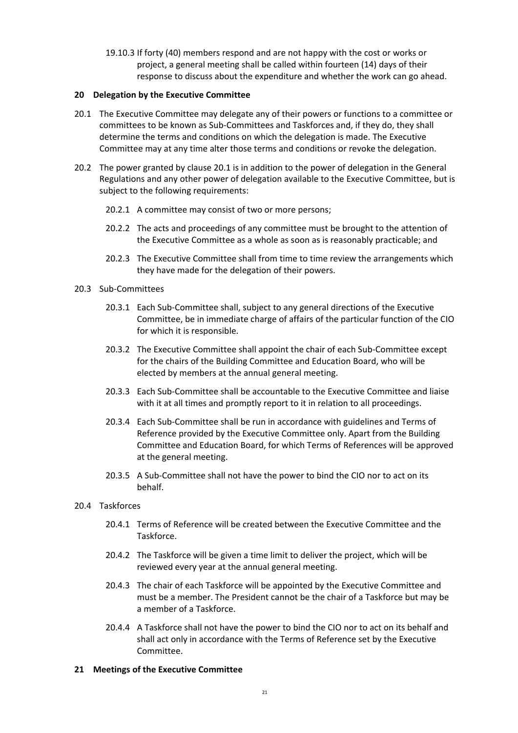19.10.3 If forty (40) members respond and are not happy with the cost or works or project, a general meeting shall be called within fourteen (14) days of their response to discuss about the expenditure and whether the work can go ahead.

## 20 Delegation by the Executive Committee

20.1 The Executive Committee may delegate any of their powers or functions to a committee or committees to be known as Sub-Committees and Taskforces and, if they do, they shall determine the terms and conditions on which the delegation is made. The Executive Committee may at any time alter those terms and conditions or revoke the delegation.

20.2 The power granted by clause 20.1 is in addition to the power of delegation in the General Regulations and any other power of delegation available to the Executive Committee, but is subject to the following requirements:

20.2.1 A committee may consist of two or more persons;

20.2.2 The acts and proceedings of any committee must be brought to the attention of the Executive Committee as a whole as soon as is reasonably practicable; and

20.2.3 The Executive Committee shall from time to time review the arrangements which they have made for the delegation of their powers.

20.3 Sub-Committees

20.3.1 Each Sub-Committee shall, subject to any general directions of the Executive Committee, be in immediate charge of affairs of the particular function of the CIO for which it is responsible.

20.3.2 The Executive Committee shall appoint the chair of each Sub-Committee except for the chairs of the Building Committee and Education Board, who will be elected by members at the annual general meeting.

20.3.3 Each Sub-Committee shall be accountable to the Executive Committee and liaise with it at all times and promptly report to it in relation to all proceedings.

20.3.4 Each Sub-Committee shall be run in accordance with guidelines and Terms of Reference provided by the Executive Committee only. Apart from the Building Committee and Education Board, for which Terms of References will be approved at the general meeting.

20.3.5 A Sub-Committee shall not have the power to bind the CIO nor to act on its behalf.

20.4 Taskforces

20.4.1 Terms of Reference will be created between the Executive Committee and the Taskforce.

20.4.2 The Taskforce will be given a time limit to deliver the project, which will be reviewed every year at the annual general meeting.

20.4.3 The chair of each Taskforce will be appointed by the Executive Committee and must be a member. The President cannot be the chair of a Taskforce but may be a member of a Taskforce.

20.4.4 A Taskforce shall not have the power to bind the CIO nor to act on its behalf and shall act only in accordance with the Terms of Reference set by the Executive Committee.

## 21 Meetings of the Executive Committee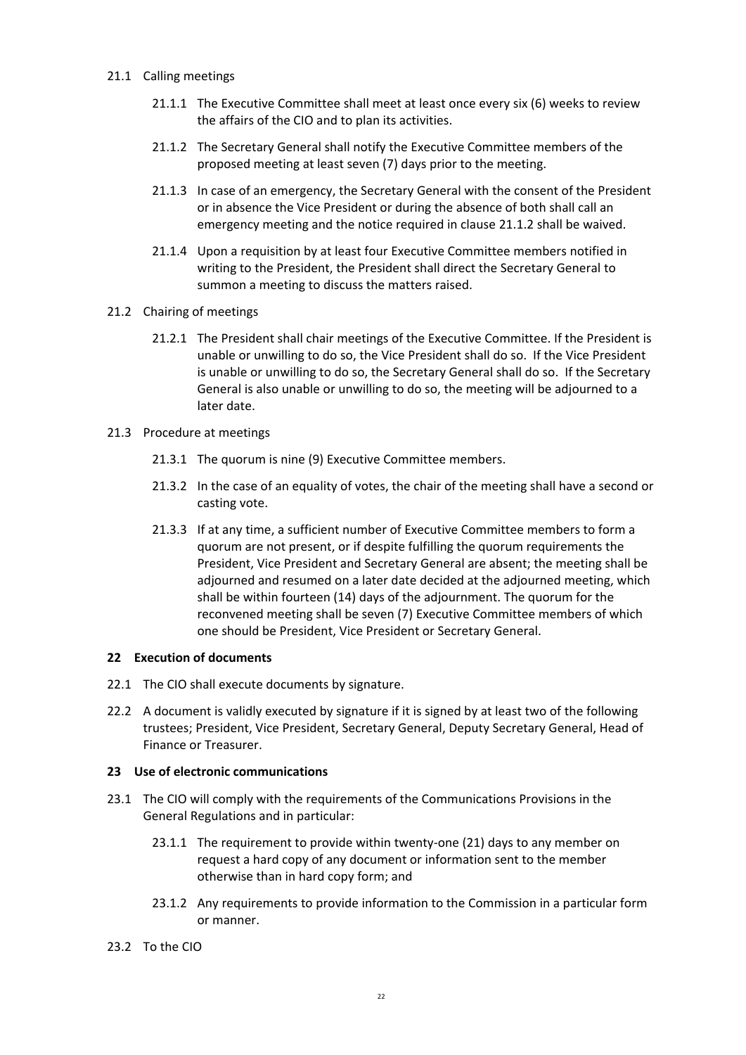21.1 Calling meetings

21.1.1 The Executive Committee shall meet at least once every six (6) weeks to review the affairs of the CIO and to plan its activities.

21.1.2 The Secretary General shall notify the Executive Committee members of the proposed meeting at least seven (7) days prior to the meeting.

21.1.3 In case of an emergency, the Secretary General with the consent of the President or in absence the Vice President or during the absence of both shall call an emergency meeting and the notice required in clause 21.1.2 shall be waived.

21.1.4 Upon a requisition by at least four Executive Committee members notified in writing to the President, the President shall direct the Secretary General to summon a meeting to discuss the matters raised.

21.2 Chairing of meetings

21.2.1 The President shall chair meetings of the Executive Committee. If the President is unable or unwilling to do so, the Vice President shall do so. If the Vice President is unable or unwilling to do so, the Secretary General shall do so. If the Secretary General is also unable or unwilling to do so, the meeting will be adjourned to a later date.

21.3 Procedure at meetings

21.3.1 The quorum is nine (9) Executive Committee members.

21.3.2 In the case of an equality of votes, the chair of the meeting shall have a second or casting vote.

21.3.3 If at any time, a sufficient number of Executive Committee members to form a quorum are not present, or if despite fulfilling the quorum requirements the President, Vice President and Secretary General are absent; the meeting shall be adjourned and resumed on a later date decided at the adjourned meeting, which shall be within fourteen (14) days of the adjournment. The quorum for the reconvened meeting shall be seven (7) Executive Committee members of which one should be President, Vice President or Secretary General.

## 22 Execution of documents

22.1 The CIO shall execute documents by signature.

22.2 A document is validly executed by signature if it is signed by at least two of the following trustees; President, Vice President, Secretary General, Deputy Secretary General, Head of Finance or Treasurer.

## 23 Use of electronic communications

23.1 The CIO will comply with the requirements of the Communications Provisions in the General Regulations and in particular:

23.1.1 The requirement to provide within twenty-one (21) days to any member on request a hard copy of any document or information sent to the member otherwise than in hard copy form; and

23.1.2 Any requirements to provide information to the Commission in a particular form or manner.

23.2 To the CIO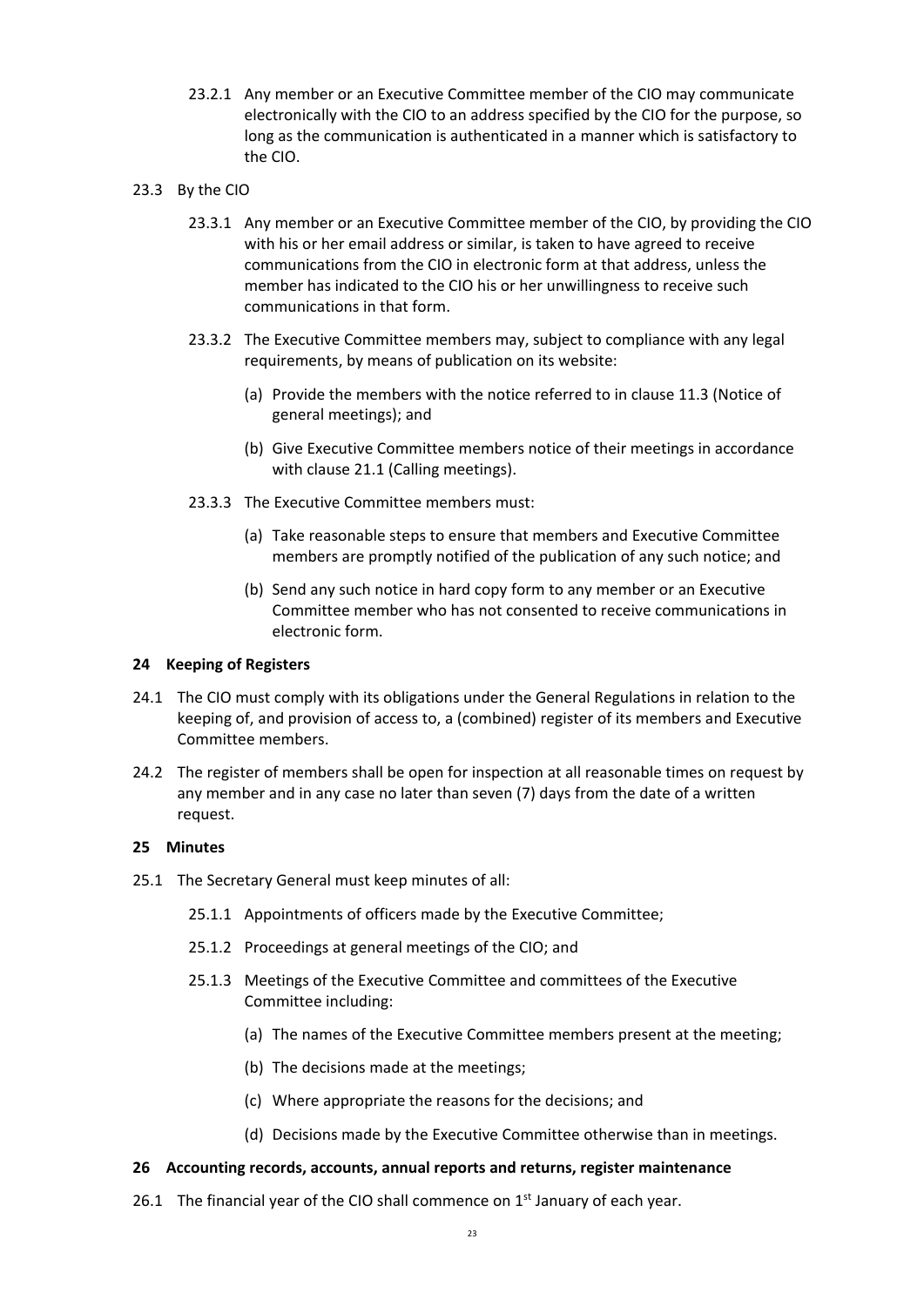23.2.1 Any member or an Executive Committee member of the CIO may communicate electronically with the CIO to an address specified by the CIO for the purpose, so long as the communication is authenticated in a manner which is satisfactory to the CIO.

23.3 By the CIO

23.3.1 Any member or an Executive Committee member of the CIO, by providing the CIO with his or her email address or similar, is taken to have agreed to receive communications from the CIO in electronic form at that address, unless the member has indicated to the CIO his or her unwillingness to receive such communications in that form.

23.3.2 The Executive Committee members may, subject to compliance with any legal requirements, by means of publication on its website:

(a) Provide the members with the notice referred to in clause 11.3 (Notice of general meetings); and

(b) Give Executive Committee members notice of their meetings in accordance with clause 21.1 (Calling meetings).

23.3.3 The Executive Committee members must:

(a) Take reasonable steps to ensure that members and Executive Committee members are promptly notified of the publication of any such notice; and

(b) Send any such notice in hard copy form to any member or an Executive Committee member who has not consented to receive communications in electronic form.

**24 Keeping of Registers**

24.1 The CIO must comply with its obligations under the General Regulations in relation to the keeping of, and provision of access to, a (combined) register of its members and Executive Committee members.

24.2 The register of members shall be open for inspection at all reasonable times on request by any member and in any case no later than seven (7) days from the date of a written request.

**25 Minutes**

25.1 The Secretary General must keep minutes of all:

25.1.1 Appointments of officers made by the Executive Committee;

25.1.2 Proceedings at general meetings of the CIO; and

25.1.3 Meetings of the Executive Committee and committees of the Executive Committee including:

(a) The names of the Executive Committee members present at the meeting;

(b) The decisions made at the meetings;

(c) Where appropriate the reasons for the decisions; and

(d) Decisions made by the Executive Committee otherwise than in meetings.

**26 Accounting records, accounts, annual reports and returns, register maintenance**

26.1 The financial year of the CIO shall commence on 1st January of each year.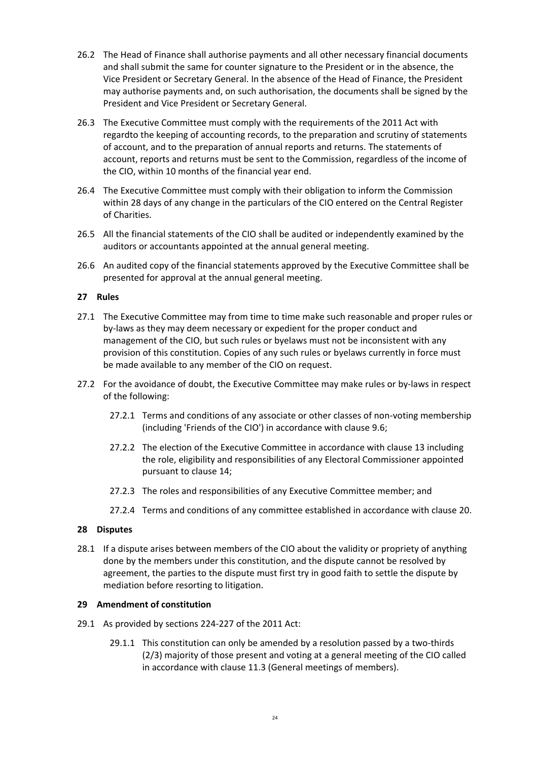26.2 The Head of Finance shall authorise payments and all other necessary financial documents and shall submit the same for counter signature to the President or in the absence, the Vice President or Secretary General. In the absence of the Head of Finance, the President may authorise payments and, on such authorisation, the documents shall be signed by the President and Vice President or Secretary General.

26.3 The Executive Committee must comply with the requirements of the 2011 Act with regardto the keeping of accounting records, to the preparation and scrutiny of statements of account, and to the preparation of annual reports and returns. The statements of account, reports and returns must be sent to the Commission, regardless of the income of the CIO, within 10 months of the financial year end.

26.4 The Executive Committee must comply with their obligation to inform the Commission within 28 days of any change in the particulars of the CIO entered on the Central Register of Charities.

26.5 All the financial statements of the CIO shall be audited or independently examined by the auditors or accountants appointed at the annual general meeting.

26.6 An audited copy of the financial statements approved by the Executive Committee shall be presented for approval at the annual general meeting.

**27 Rules**

27.1 The Executive Committee may from time to time make such reasonable and proper rules or by-laws as they may deem necessary or expedient for the proper conduct and management of the CIO, but such rules or byelaws must not be inconsistent with any provision of this constitution. Copies of any such rules or byelaws currently in force must be made available to any member of the CIO on request.

27.2 For the avoidance of doubt, the Executive Committee may make rules or by-laws in respect of the following:

27.2.1 Terms and conditions of any associate or other classes of non-voting membership (including 'Friends of the CIO') in accordance with clause 9.6;

27.2.2 The election of the Executive Committee in accordance with clause 13 including the role, eligibility and responsibilities of any Electoral Commissioner appointed pursuant to clause 14;

27.2.3 The roles and responsibilities of any Executive Committee member; and

27.2.4 Terms and conditions of any committee established in accordance with clause 20.

**28 Disputes**

28.1 If a dispute arises between members of the CIO about the validity or propriety of anything done by the members under this constitution, and the dispute cannot be resolved by agreement, the parties to the dispute must first try in good faith to settle the dispute by mediation before resorting to litigation.

**29 Amendment of constitution**

29.1 As provided by sections 224-227 of the 2011 Act:

29.1.1 This constitution can only be amended by a resolution passed by a two-thirds (2/3) majority of those present and voting at a general meeting of the CIO called in accordance with clause 11.3 (General meetings of members).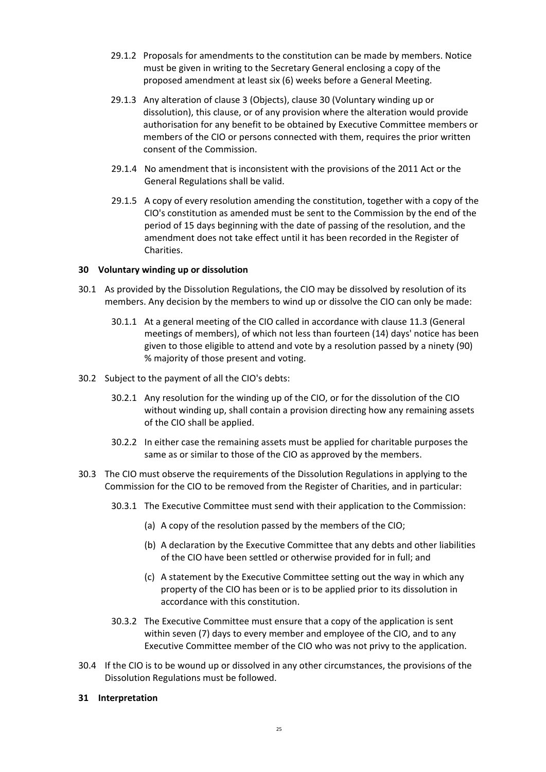29.1.2 Proposals for amendments to the constitution can be made by members. Notice must be given in writing to the Secretary General enclosing a copy of the proposed amendment at least six (6) weeks before a General Meeting.

29.1.3 Any alteration of clause 3 (Objects), clause 30 (Voluntary winding up or dissolution), this clause, or of any provision where the alteration would provide authorisation for any benefit to be obtained by Executive Committee members or members of the CIO or persons connected with them, requires the prior written consent of the Commission.

29.1.4 No amendment that is inconsistent with the provisions of the 2011 Act or the General Regulations shall be valid.

29.1.5 A copy of every resolution amending the constitution, together with a copy of the CIO's constitution as amended must be sent to the Commission by the end of the period of 15 days beginning with the date of passing of the resolution, and the amendment does not take effect until it has been recorded in the Register of Charities.

## 30 Voluntary winding up or dissolution

30.1 As provided by the Dissolution Regulations, the CIO may be dissolved by resolution of its members. Any decision by the members to wind up or dissolve the CIO can only be made:

30.1.1 At a general meeting of the CIO called in accordance with clause 11.3 (General meetings of members), of which not less than fourteen (14) days' notice has been given to those eligible to attend and vote by a resolution passed by a ninety (90) % majority of those present and voting.

30.2 Subject to the payment of all the CIO's debts:

30.2.1 Any resolution for the winding up of the CIO, or for the dissolution of the CIO without winding up, shall contain a provision directing how any remaining assets of the CIO shall be applied.

30.2.2 In either case the remaining assets must be applied for charitable purposes the same as or similar to those of the CIO as approved by the members.

30.3 The CIO must observe the requirements of the Dissolution Regulations in applying to the Commission for the CIO to be removed from the Register of Charities, and in particular:

30.3.1 The Executive Committee must send with their application to the Commission:

(a) A copy of the resolution passed by the members of the CIO;

(b) A declaration by the Executive Committee that any debts and other liabilities of the CIO have been settled or otherwise provided for in full; and

(c) A statement by the Executive Committee setting out the way in which any property of the CIO has been or is to be applied prior to its dissolution in accordance with this constitution.

30.3.2 The Executive Committee must ensure that a copy of the application is sent within seven (7) days to every member and employee of the CIO, and to any Executive Committee member of the CIO who was not privy to the application.

30.4 If the CIO is to be wound up or dissolved in any other circumstances, the provisions of the Dissolution Regulations must be followed.

## 31 Interpretation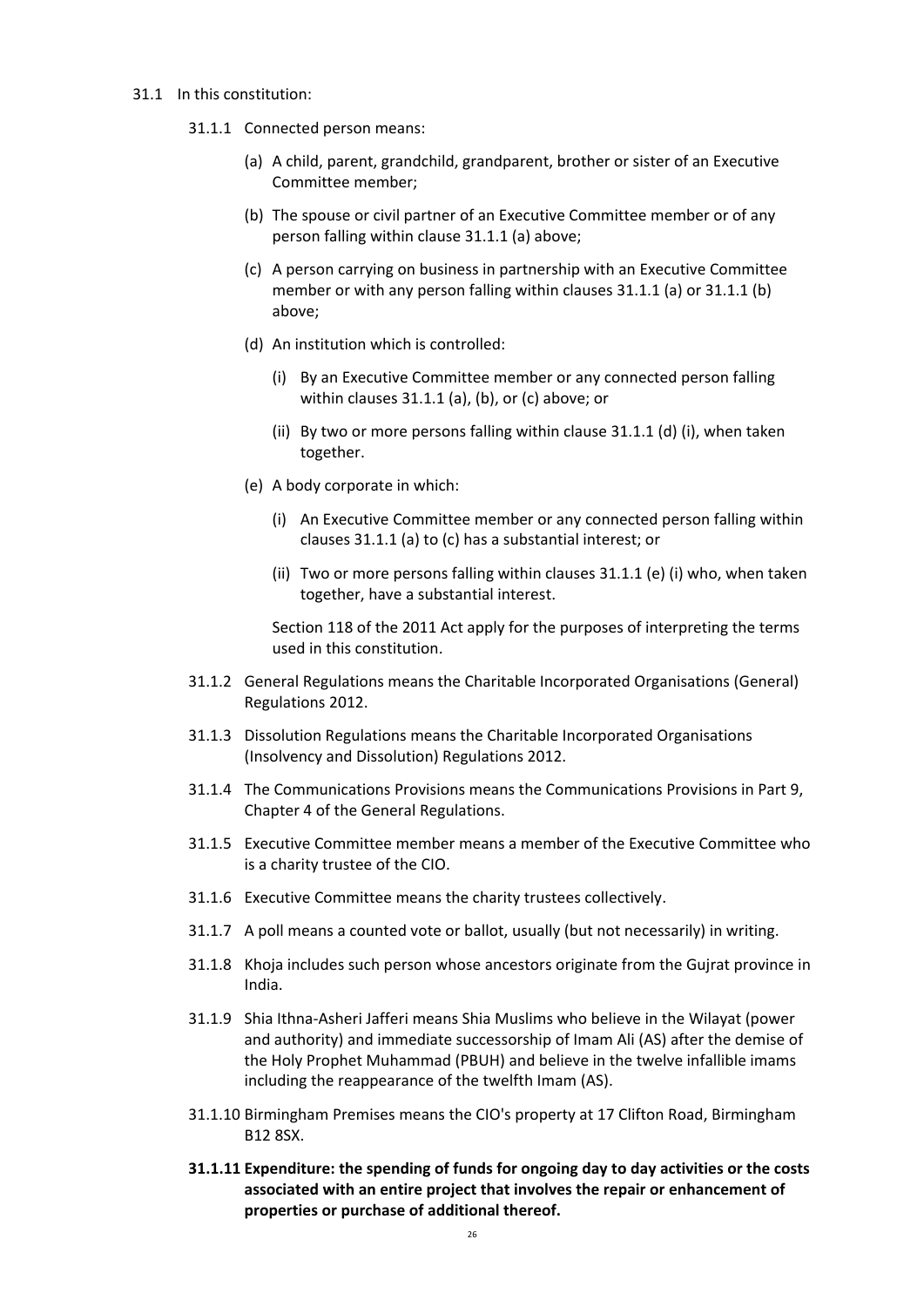31.1 In this constitution:

31.1.1 Connected person means:

(a) A child, parent, grandchild, grandparent, brother or sister of an Executive Committee member;

(b) The spouse or civil partner of an Executive Committee member or of any person falling within clause 31.1.1 (a) above;

(c) A person carrying on business in partnership with an Executive Committee member or with any person falling within clauses 31.1.1 (a) or 31.1.1 (b) above;

(d) An institution which is controlled:

(i) By an Executive Committee member or any connected person falling within clauses 31.1.1 (a), (b), or (c) above; or

(ii) By two or more persons falling within clause 31.1.1 (d) (i), when taken together.

(e) A body corporate in which:

(i) An Executive Committee member or any connected person falling within clauses 31.1.1 (a) to (c) has a substantial interest; or

(ii) Two or more persons falling within clauses 31.1.1 (e) (i) who, when taken together, have a substantial interest.

Section 118 of the 2011 Act apply for the purposes of interpreting the terms used in this constitution.

31.1.2 General Regulations means the Charitable Incorporated Organisations (General) Regulations 2012.

31.1.3 Dissolution Regulations means the Charitable Incorporated Organisations (Insolvency and Dissolution) Regulations 2012.

31.1.4 The Communications Provisions means the Communications Provisions in Part 9, Chapter 4 of the General Regulations.

31.1.5 Executive Committee member means a member of the Executive Committee who is a charity trustee of the CIO.

31.1.6 Executive Committee means the charity trustees collectively.

31.1.7 A poll means a counted vote or ballot, usually (but not necessarily) in writing.

31.1.8 Khoja includes such person whose ancestors originate from the Gujrat province in India.

31.1.9 Shia Ithna-Asheri Jafferi means Shia Muslims who believe in the Wilayat (power and authority) and immediate successorship of Imam Ali (AS) after the demise of the Holy Prophet Muhammad (PBUH) and believe in the twelve infallible imams including the reappearance of the twelfth Imam (AS).

31.1.10 Birmingham Premises means the CIO's property at 17 Clifton Road, Birmingham B12 8SX.

**31.1.11 Expenditure: the spending of funds for ongoing day to day activities or the costs associated with an entire project that involves the repair or enhancement of properties or purchase of additional thereof.**